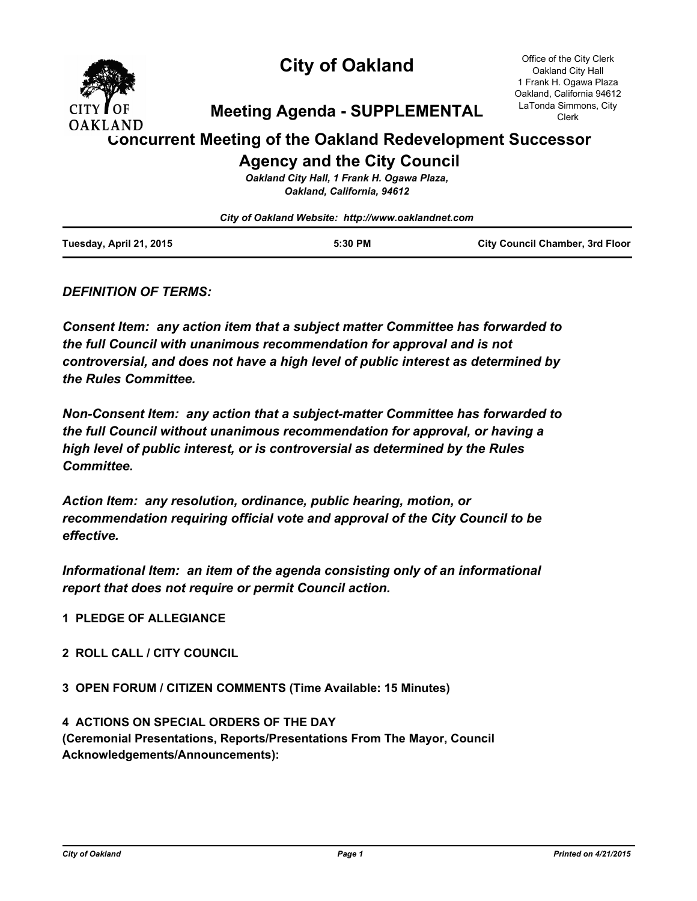# City of Oakland

## Meeting Agenda - SUPPLEMENTAL

Office of the City Clerk
Oakland City Hall
1 Frank H. Ogawa Plaza
Oakland, California 94612
LaTonda Simmons, City Clerk

## Concurrent Meeting of the Oakland Redevelopment Successor Agency and the City Council

*Oakland City Hall, 1 Frank H. Ogawa Plaza, Oakland, California, 94612*

*City of Oakland Website: http://www.oaklandnet.com*

**Tuesday, April 21, 2015** | **5:30 PM** | **City Council Chamber, 3rd Floor**

***DEFINITION OF TERMS:***

***Consent Item: any action item that a subject matter Committee has forwarded to the full Council with unanimous recommendation for approval and is not controversial, and does not have a high level of public interest as determined by the Rules Committee.***

***Non-Consent Item: any action that a subject-matter Committee has forwarded to the full Council without unanimous recommendation for approval, or having a high level of public interest, or is controversial as determined by the Rules Committee.***

***Action Item: any resolution, ordinance, public hearing, motion, or recommendation requiring official vote and approval of the City Council to be effective.***

***Informational Item: an item of the agenda consisting only of an informational report that does not require or permit Council action.***

**1 PLEDGE OF ALLEGIANCE**

**2 ROLL CALL / CITY COUNCIL**

**3 OPEN FORUM / CITIZEN COMMENTS (Time Available: 15 Minutes)**

**4 ACTIONS ON SPECIAL ORDERS OF THE DAY**
**(Ceremonial Presentations, Reports/Presentations From The Mayor, Council Acknowledgements/Announcements):**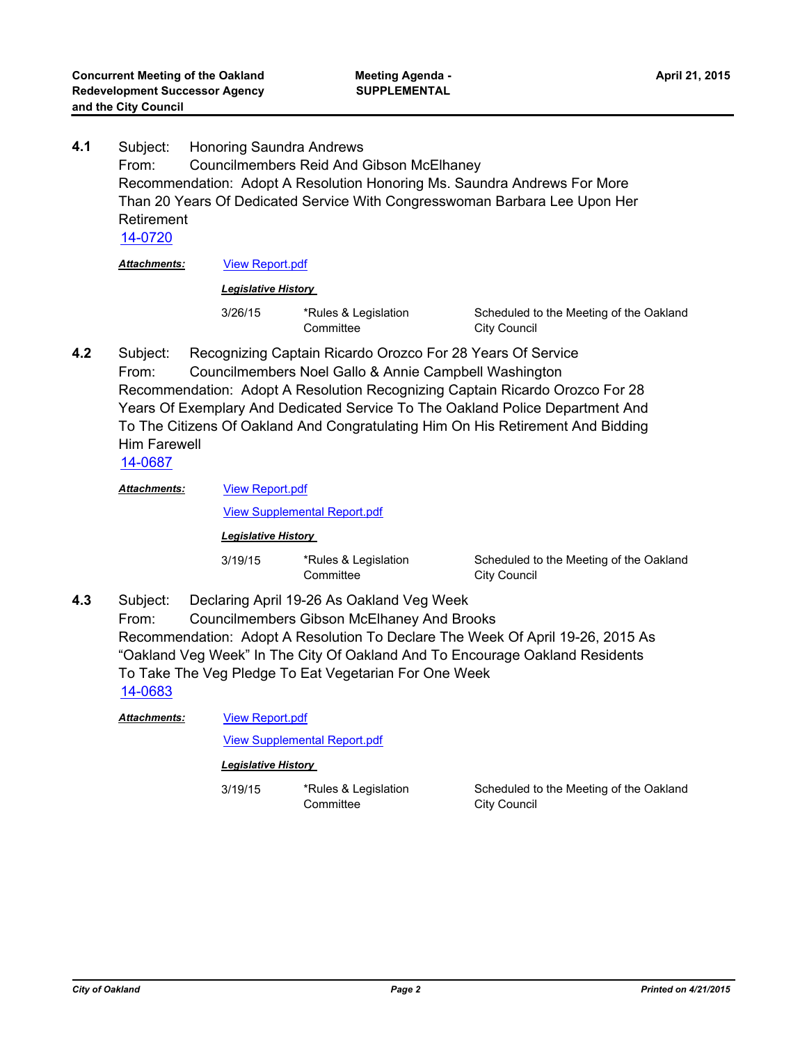**4.1** Subject: Honoring Saundra Andrews
From: Councilmembers Reid And Gibson McElhaney
Recommendation: Adopt A Resolution Honoring Ms. Saundra Andrews For More Than 20 Years Of Dedicated Service With Congresswoman Barbara Lee Upon Her Retirement
14-0720

***Attachments:*** View Report.pdf

***Legislative History***

| | | |
|---|---|---|
| 3/26/15 | *Rules & Legislation Committee | Scheduled to the Meeting of the Oakland City Council |

**4.2** Subject: Recognizing Captain Ricardo Orozco For 28 Years Of Service
From: Councilmembers Noel Gallo & Annie Campbell Washington
Recommendation: Adopt A Resolution Recognizing Captain Ricardo Orozco For 28 Years Of Exemplary And Dedicated Service To The Oakland Police Department And To The Citizens Of Oakland And Congratulating Him On His Retirement And Bidding Him Farewell
14-0687

***Attachments:*** View Report.pdf

View Supplemental Report.pdf

***Legislative History***

| | | |
|---|---|---|
| 3/19/15 | *Rules & Legislation Committee | Scheduled to the Meeting of the Oakland City Council |

**4.3** Subject: Declaring April 19-26 As Oakland Veg Week
From: Councilmembers Gibson McElhaney And Brooks
Recommendation: Adopt A Resolution To Declare The Week Of April 19-26, 2015 As "Oakland Veg Week" In The City Of Oakland And To Encourage Oakland Residents To Take The Veg Pledge To Eat Vegetarian For One Week
14-0683

***Attachments:*** View Report.pdf

View Supplemental Report.pdf

***Legislative History***

| | | |
|---|---|---|
| 3/19/15 | *Rules & Legislation Committee | Scheduled to the Meeting of the Oakland City Council |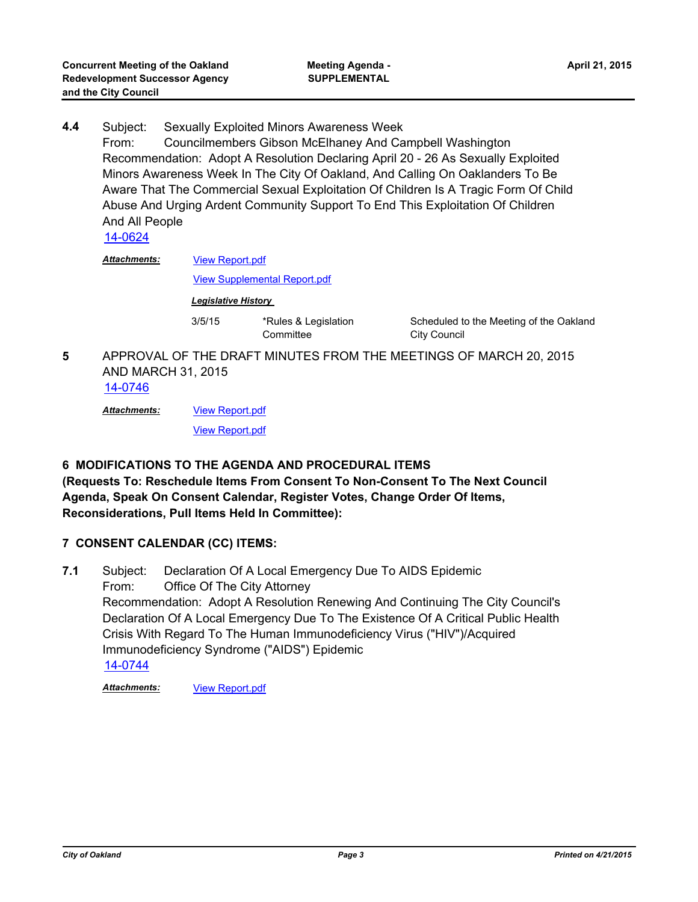**4.4** Subject: Sexually Exploited Minors Awareness Week
From: Councilmembers Gibson McElhaney And Campbell Washington
Recommendation: Adopt A Resolution Declaring April 20 - 26 As Sexually Exploited Minors Awareness Week In The City Of Oakland, And Calling On Oaklanders To Be Aware That The Commercial Sexual Exploitation Of Children Is A Tragic Form Of Child Abuse And Urging Ardent Community Support To End This Exploitation Of Children And All People
14-0624

***Attachments:*** View Report.pdf
View Supplemental Report.pdf

***Legislative History***

| | | |
|---|---|---|
| 3/5/15 | *Rules & Legislation Committee | Scheduled to the Meeting of the Oakland City Council |

**5** APPROVAL OF THE DRAFT MINUTES FROM THE MEETINGS OF MARCH 20, 2015 AND MARCH 31, 2015
14-0746

***Attachments:*** View Report.pdf
View Report.pdf

## 6 MODIFICATIONS TO THE AGENDA AND PROCEDURAL ITEMS
**(Requests To: Reschedule Items From Consent To Non-Consent To The Next Council Agenda, Speak On Consent Calendar, Register Votes, Change Order Of Items, Reconsiderations, Pull Items Held In Committee):**

## 7 CONSENT CALENDAR (CC) ITEMS:

**7.1** Subject: Declaration Of A Local Emergency Due To AIDS Epidemic
From: Office Of The City Attorney
Recommendation: Adopt A Resolution Renewing And Continuing The City Council's Declaration Of A Local Emergency Due To The Existence Of A Critical Public Health Crisis With Regard To The Human Immunodeficiency Virus ("HIV")/Acquired Immunodeficiency Syndrome ("AIDS") Epidemic
14-0744

***Attachments:*** View Report.pdf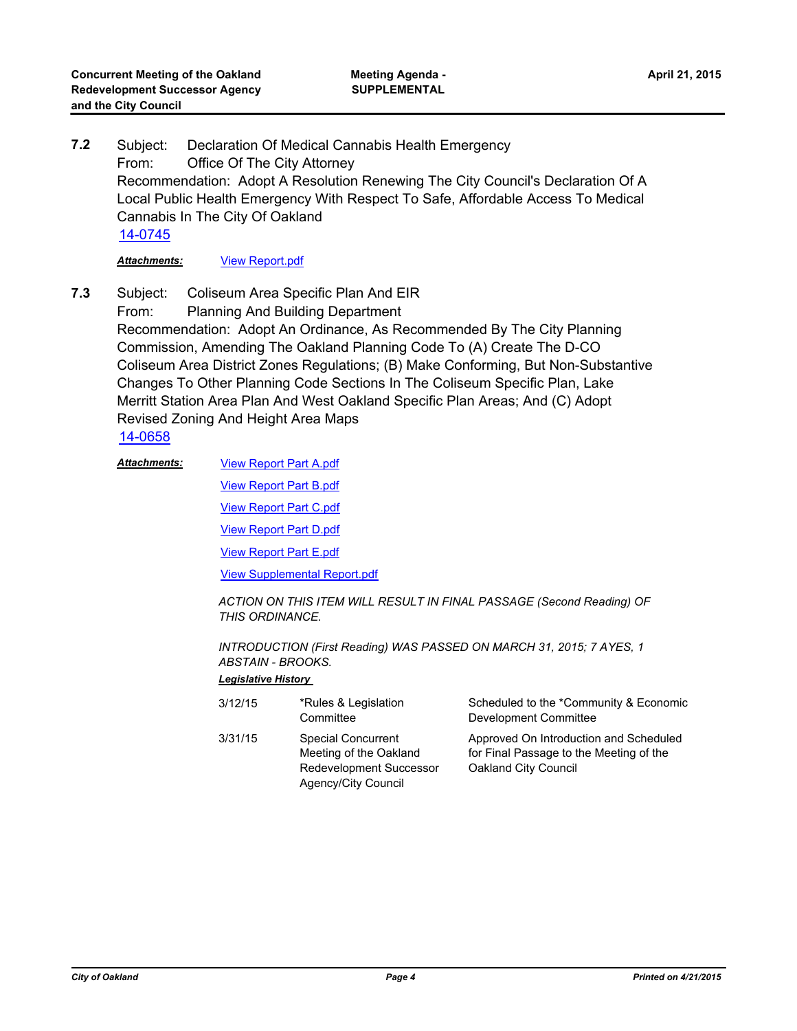**7.2** Subject: Declaration Of Medical Cannabis Health Emergency
From: Office Of The City Attorney
Recommendation: Adopt A Resolution Renewing The City Council's Declaration Of A Local Public Health Emergency With Respect To Safe, Affordable Access To Medical Cannabis In The City Of Oakland
14-0745

***Attachments:*** View Report.pdf

**7.3** Subject: Coliseum Area Specific Plan And EIR
From: Planning And Building Department
Recommendation: Adopt An Ordinance, As Recommended By The City Planning Commission, Amending The Oakland Planning Code To (A) Create The D-CO Coliseum Area District Zones Regulations; (B) Make Conforming, But Non-Substantive Changes To Other Planning Code Sections In The Coliseum Specific Plan, Lake Merritt Station Area Plan And West Oakland Specific Plan Areas; And (C) Adopt Revised Zoning And Height Area Maps
14-0658

***Attachments:*** View Report Part A.pdf
View Report Part B.pdf
View Report Part C.pdf
View Report Part D.pdf
View Report Part E.pdf
View Supplemental Report.pdf

*ACTION ON THIS ITEM WILL RESULT IN FINAL PASSAGE (Second Reading) OF THIS ORDINANCE.*

*INTRODUCTION (First Reading) WAS PASSED ON MARCH 31, 2015; 7 AYES, 1 ABSTAIN - BROOKS.*

***Legislative History***

| | | |
|---|---|---|
| 3/12/15 | *Rules & Legislation Committee | Scheduled to the *Community & Economic Development Committee |
| 3/31/15 | Special Concurrent Meeting of the Oakland Redevelopment Successor Agency/City Council | Approved On Introduction and Scheduled for Final Passage to the Meeting of the Oakland City Council |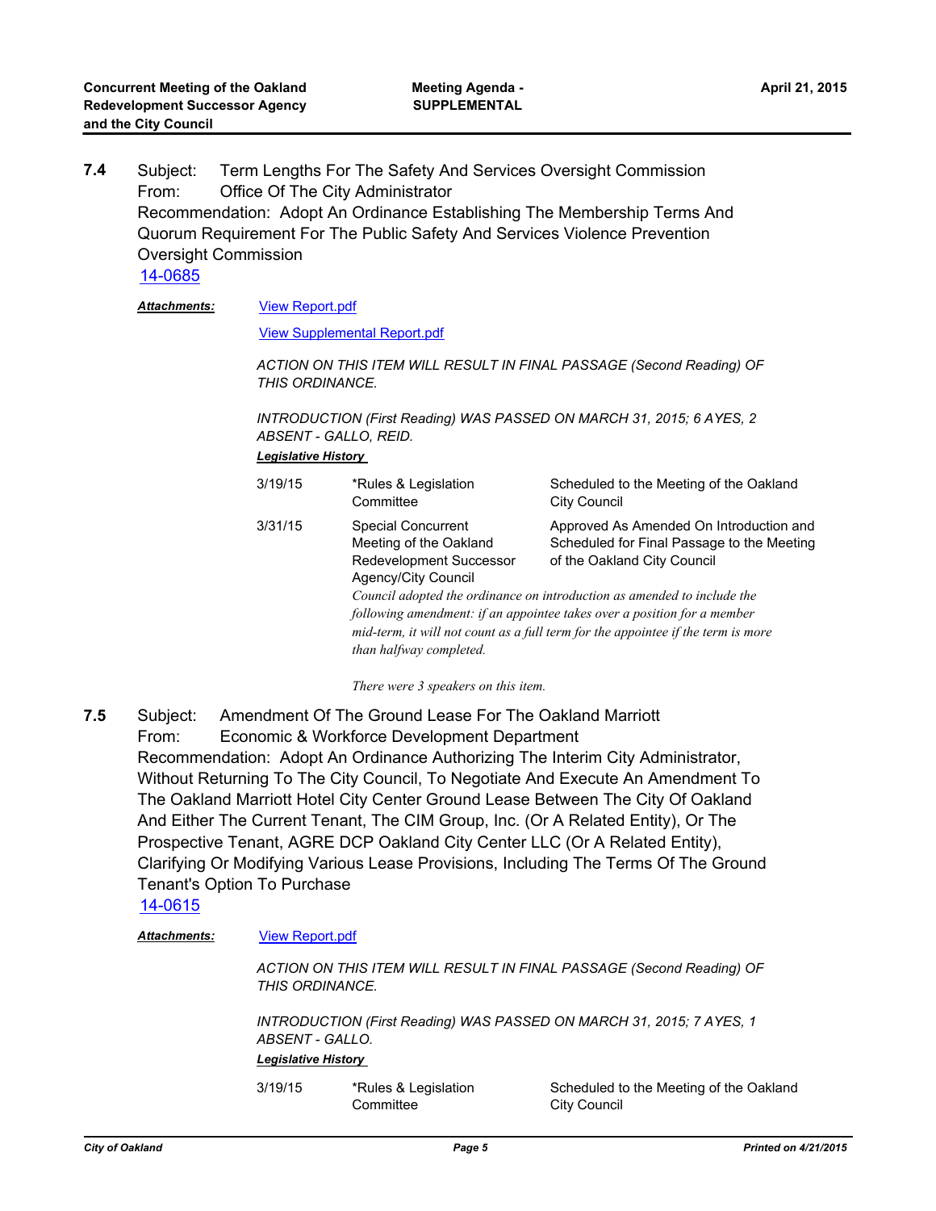**7.4** Subject: Term Lengths For The Safety And Services Oversight Commission
From: Office Of The City Administrator
Recommendation: Adopt An Ordinance Establishing The Membership Terms And Quorum Requirement For The Public Safety And Services Violence Prevention Oversight Commission
[14-0685]

***Attachments:*** [View Report.pdf]

[View Supplemental Report.pdf]

*ACTION ON THIS ITEM WILL RESULT IN FINAL PASSAGE (Second Reading) OF THIS ORDINANCE.*

*INTRODUCTION (First Reading) WAS PASSED ON MARCH 31, 2015; 6 AYES, 2 ABSENT - GALLO, REID.*

***Legislative History***

| | | |
|---|---|---|
| 3/19/15 | *Rules & Legislation Committee | Scheduled to the Meeting of the Oakland City Council |
| 3/31/15 | Special Concurrent Meeting of the Oakland Redevelopment Successor Agency/City Council | Approved As Amended On Introduction and Scheduled for Final Passage to the Meeting of the Oakland City Council |

*Council adopted the ordinance on introduction as amended to include the following amendment: if an appointee takes over a position for a member mid-term, it will not count as a full term for the appointee if the term is more than halfway completed.*

*There were 3 speakers on this item.*

**7.5** Subject: Amendment Of The Ground Lease For The Oakland Marriott
From: Economic & Workforce Development Department
Recommendation: Adopt An Ordinance Authorizing The Interim City Administrator, Without Returning To The City Council, To Negotiate And Execute An Amendment To The Oakland Marriott Hotel City Center Ground Lease Between The City Of Oakland And Either The Current Tenant, The CIM Group, Inc. (Or A Related Entity), Or The Prospective Tenant, AGRE DCP Oakland City Center LLC (Or A Related Entity), Clarifying Or Modifying Various Lease Provisions, Including The Terms Of The Ground Tenant's Option To Purchase
[14-0615]

***Attachments:*** [View Report.pdf]

*ACTION ON THIS ITEM WILL RESULT IN FINAL PASSAGE (Second Reading) OF THIS ORDINANCE.*

*INTRODUCTION (First Reading) WAS PASSED ON MARCH 31, 2015; 7 AYES, 1 ABSENT - GALLO.*

***Legislative History***

| | | |
|---|---|---|
| 3/19/15 | *Rules & Legislation Committee | Scheduled to the Meeting of the Oakland City Council |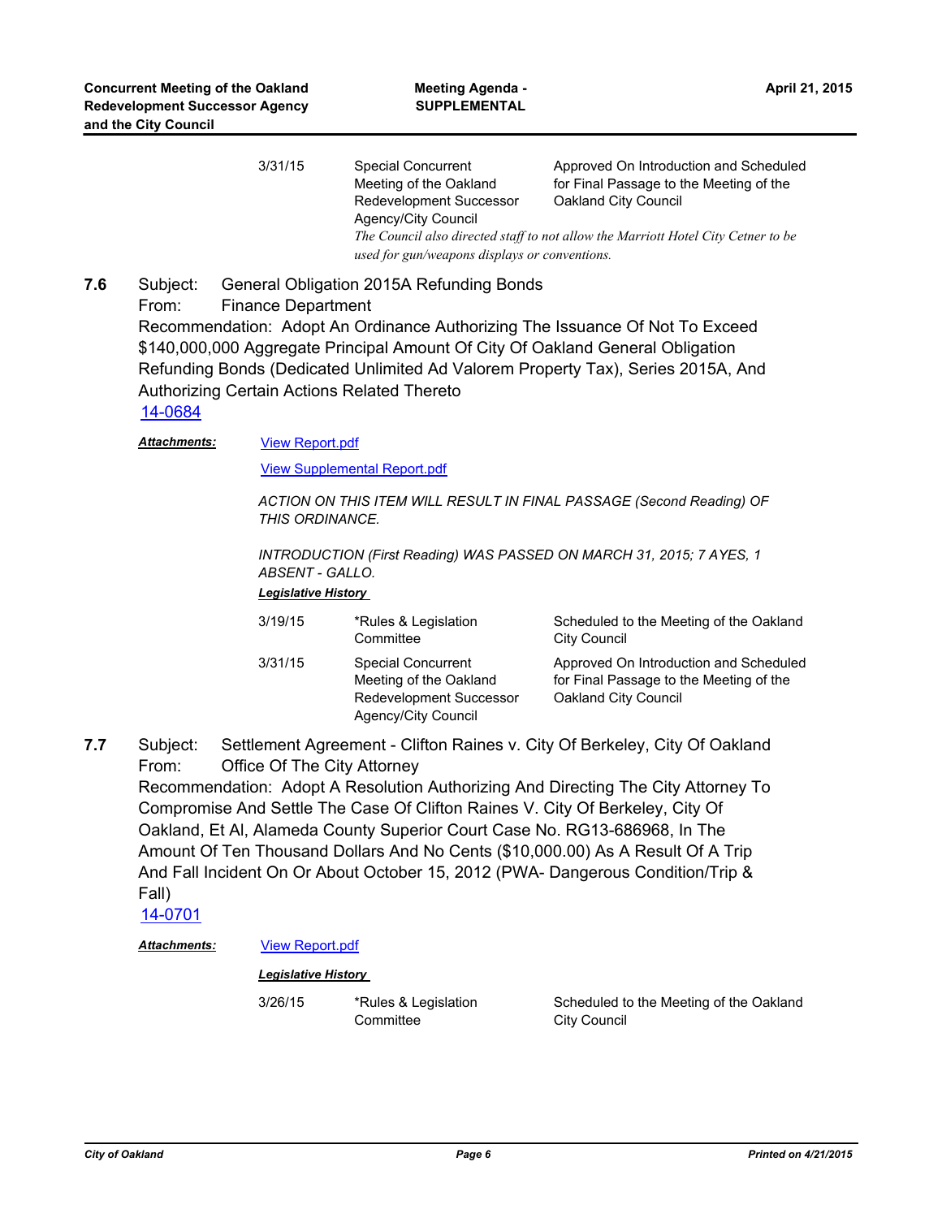| | | |
|---|---|---|
| 3/31/15 | Special Concurrent Meeting of the Oakland Redevelopment Successor Agency/City Council | Approved On Introduction and Scheduled for Final Passage to the Meeting of the Oakland City Council |

*The Council also directed staff to not allow the Marriott Hotel City Cetner to be used for gun/weapons displays or conventions.*

**7.6** Subject: General Obligation 2015A Refunding Bonds
From: Finance Department
Recommendation: Adopt An Ordinance Authorizing The Issuance Of Not To Exceed $140,000,000 Aggregate Principal Amount Of City Of Oakland General Obligation Refunding Bonds (Dedicated Unlimited Ad Valorem Property Tax), Series 2015A, And Authorizing Certain Actions Related Thereto
14-0684

***Attachments:*** View Report.pdf

View Supplemental Report.pdf

*ACTION ON THIS ITEM WILL RESULT IN FINAL PASSAGE (Second Reading) OF THIS ORDINANCE.*

*INTRODUCTION (First Reading) WAS PASSED ON MARCH 31, 2015; 7 AYES, 1 ABSENT - GALLO.*

***Legislative History***

| | | |
|---|---|---|
| 3/19/15 | *Rules & Legislation Committee | Scheduled to the Meeting of the Oakland City Council |
| 3/31/15 | Special Concurrent Meeting of the Oakland Redevelopment Successor Agency/City Council | Approved On Introduction and Scheduled for Final Passage to the Meeting of the Oakland City Council |

**7.7** Subject: Settlement Agreement - Clifton Raines v. City Of Berkeley, City Of Oakland
From: Office Of The City Attorney
Recommendation: Adopt A Resolution Authorizing And Directing The City Attorney To Compromise And Settle The Case Of Clifton Raines V. City Of Berkeley, City Of Oakland, Et Al, Alameda County Superior Court Case No. RG13-686968, In The Amount Of Ten Thousand Dollars And No Cents ($10,000.00) As A Result Of A Trip And Fall Incident On Or About October 15, 2012 (PWA- Dangerous Condition/Trip & Fall)
14-0701

***Attachments:*** View Report.pdf

***Legislative History***

| | | |
|---|---|---|
| 3/26/15 | *Rules & Legislation Committee | Scheduled to the Meeting of the Oakland City Council |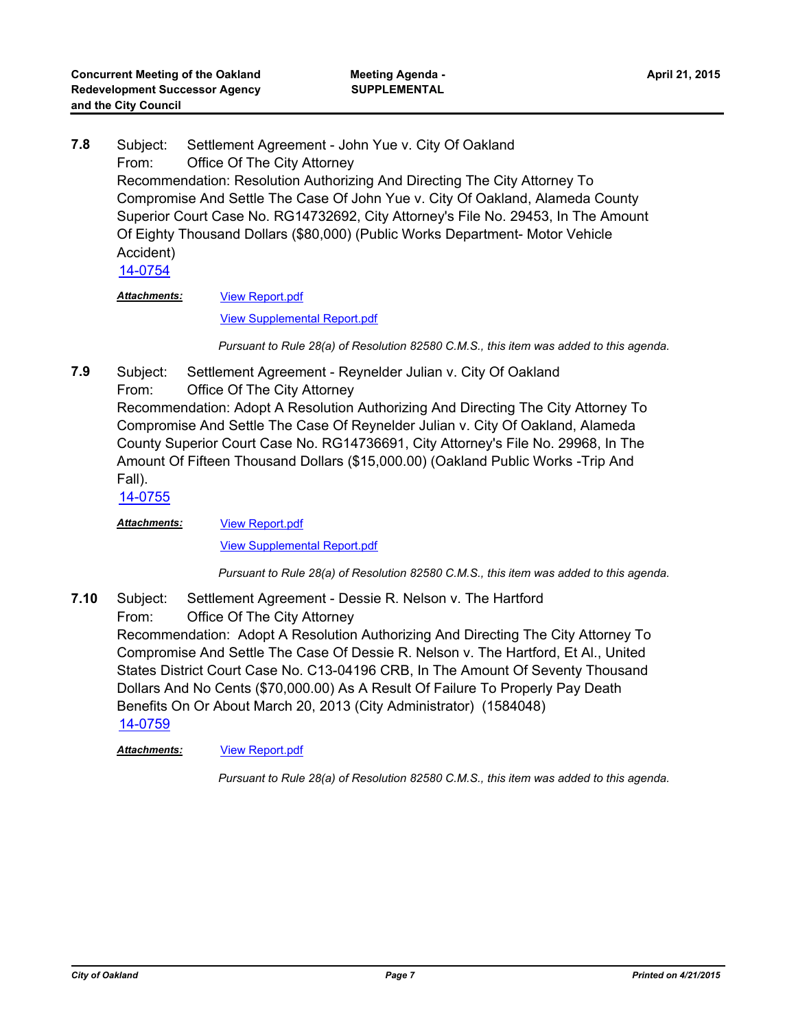**7.8** Subject: Settlement Agreement - John Yue v. City Of Oakland
From: Office Of The City Attorney
Recommendation: Resolution Authorizing And Directing The City Attorney To Compromise And Settle The Case Of John Yue v. City Of Oakland, Alameda County Superior Court Case No. RG14732692, City Attorney's File No. 29453, In The Amount Of Eighty Thousand Dollars ($80,000) (Public Works Department- Motor Vehicle Accident)
14-0754

***Attachments:*** View Report.pdf
View Supplemental Report.pdf

*Pursuant to Rule 28(a) of Resolution 82580 C.M.S., this item was added to this agenda.*

**7.9** Subject: Settlement Agreement - Reynelder Julian v. City Of Oakland
From: Office Of The City Attorney
Recommendation: Adopt A Resolution Authorizing And Directing The City Attorney To Compromise And Settle The Case Of Reynelder Julian v. City Of Oakland, Alameda County Superior Court Case No. RG14736691, City Attorney's File No. 29968, In The Amount Of Fifteen Thousand Dollars ($15,000.00) (Oakland Public Works -Trip And Fall).
14-0755

***Attachments:*** View Report.pdf
View Supplemental Report.pdf

*Pursuant to Rule 28(a) of Resolution 82580 C.M.S., this item was added to this agenda.*

**7.10** Subject: Settlement Agreement - Dessie R. Nelson v. The Hartford
From: Office Of The City Attorney
Recommendation: Adopt A Resolution Authorizing And Directing The City Attorney To Compromise And Settle The Case Of Dessie R. Nelson v. The Hartford, Et Al., United States District Court Case No. C13-04196 CRB, In The Amount Of Seventy Thousand Dollars And No Cents ($70,000.00) As A Result Of Failure To Properly Pay Death Benefits On Or About March 20, 2013 (City Administrator) (1584048)
14-0759

***Attachments:*** View Report.pdf

*Pursuant to Rule 28(a) of Resolution 82580 C.M.S., this item was added to this agenda.*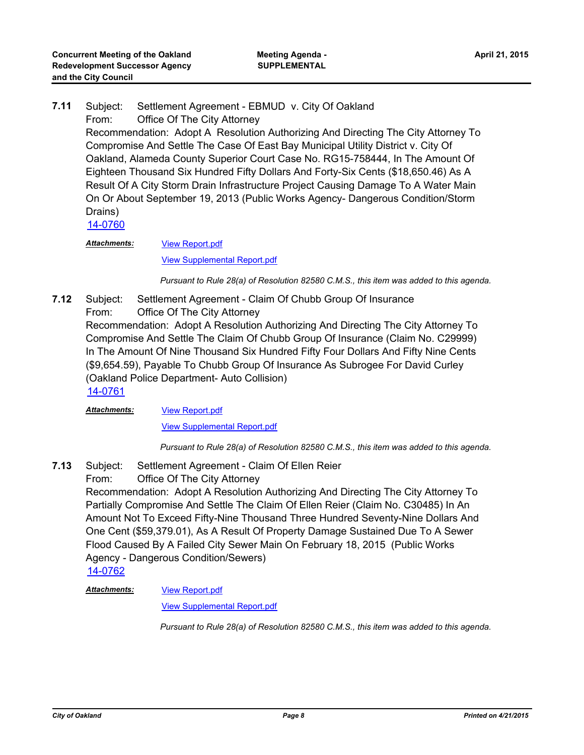**7.11** Subject: Settlement Agreement - EBMUD v. City Of Oakland
From: Office Of The City Attorney
Recommendation: Adopt A Resolution Authorizing And Directing The City Attorney To Compromise And Settle The Case Of East Bay Municipal Utility District v. City Of Oakland, Alameda County Superior Court Case No. RG15-758444, In The Amount Of Eighteen Thousand Six Hundred Fifty Dollars And Forty-Six Cents ($18,650.46) As A Result Of A City Storm Drain Infrastructure Project Causing Damage To A Water Main On Or About September 19, 2013 (Public Works Agency- Dangerous Condition/Storm Drains)
14-0760

***Attachments:*** View Report.pdf
View Supplemental Report.pdf

*Pursuant to Rule 28(a) of Resolution 82580 C.M.S., this item was added to this agenda.*

**7.12** Subject: Settlement Agreement - Claim Of Chubb Group Of Insurance
From: Office Of The City Attorney
Recommendation: Adopt A Resolution Authorizing And Directing The City Attorney To Compromise And Settle The Claim Of Chubb Group Of Insurance (Claim No. C29999) In The Amount Of Nine Thousand Six Hundred Fifty Four Dollars And Fifty Nine Cents ($9,654.59), Payable To Chubb Group Of Insurance As Subrogee For David Curley (Oakland Police Department- Auto Collision)
14-0761

***Attachments:*** View Report.pdf
View Supplemental Report.pdf

*Pursuant to Rule 28(a) of Resolution 82580 C.M.S., this item was added to this agenda.*

**7.13** Subject: Settlement Agreement - Claim Of Ellen Reier
From: Office Of The City Attorney
Recommendation: Adopt A Resolution Authorizing And Directing The City Attorney To Partially Compromise And Settle The Claim Of Ellen Reier (Claim No. C30485) In An Amount Not To Exceed Fifty-Nine Thousand Three Hundred Seventy-Nine Dollars And One Cent ($59,379.01), As A Result Of Property Damage Sustained Due To A Sewer Flood Caused By A Failed City Sewer Main On February 18, 2015 (Public Works Agency - Dangerous Condition/Sewers)
14-0762

***Attachments:*** View Report.pdf
View Supplemental Report.pdf

*Pursuant to Rule 28(a) of Resolution 82580 C.M.S., this item was added to this agenda.*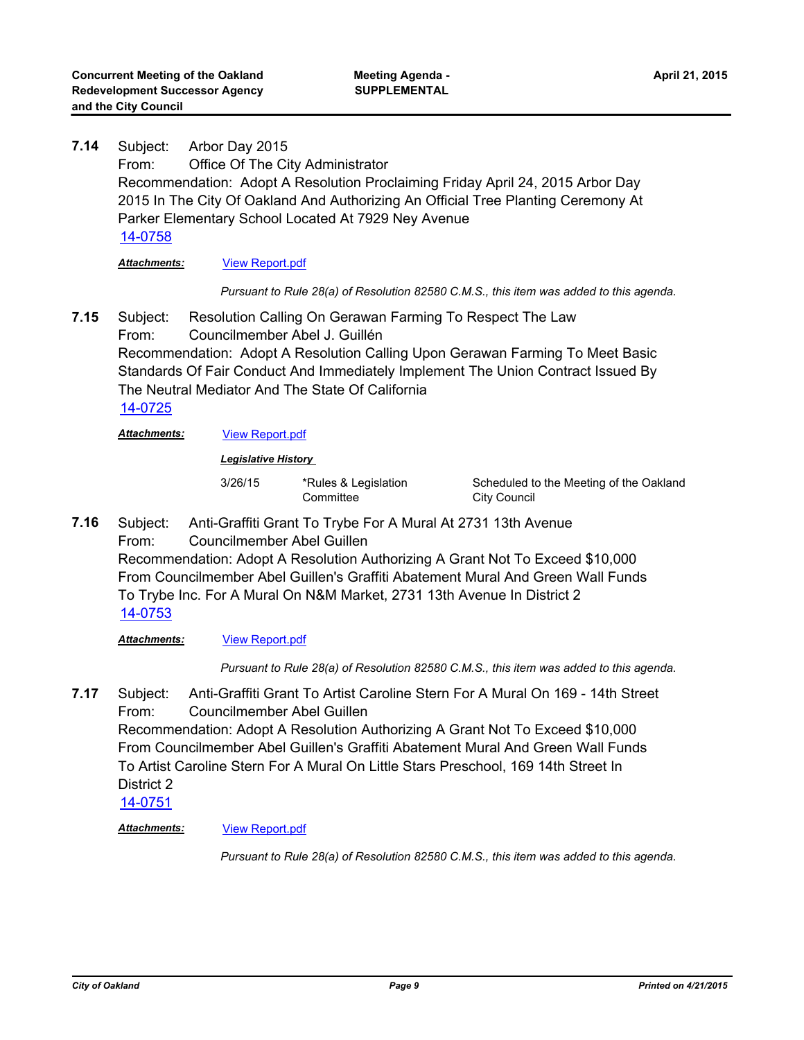**7.14** Subject: Arbor Day 2015
From: Office Of The City Administrator
Recommendation: Adopt A Resolution Proclaiming Friday April 24, 2015 Arbor Day 2015 In The City Of Oakland And Authorizing An Official Tree Planting Ceremony At Parker Elementary School Located At 7929 Ney Avenue
14-0758

***Attachments:*** View Report.pdf

*Pursuant to Rule 28(a) of Resolution 82580 C.M.S., this item was added to this agenda.*

**7.15** Subject: Resolution Calling On Gerawan Farming To Respect The Law
From: Councilmember Abel J. Guillén
Recommendation: Adopt A Resolution Calling Upon Gerawan Farming To Meet Basic Standards Of Fair Conduct And Immediately Implement The Union Contract Issued By The Neutral Mediator And The State Of California
14-0725

***Attachments:*** View Report.pdf

***Legislative History***

| | | |
|---|---|---|
| 3/26/15 | *Rules & Legislation Committee | Scheduled to the Meeting of the Oakland City Council |

**7.16** Subject: Anti-Graffiti Grant To Trybe For A Mural At 2731 13th Avenue
From: Councilmember Abel Guillen
Recommendation: Adopt A Resolution Authorizing A Grant Not To Exceed $10,000 From Councilmember Abel Guillen's Graffiti Abatement Mural And Green Wall Funds To Trybe Inc. For A Mural On N&M Market, 2731 13th Avenue In District 2
14-0753

***Attachments:*** View Report.pdf

*Pursuant to Rule 28(a) of Resolution 82580 C.M.S., this item was added to this agenda.*

**7.17** Subject: Anti-Graffiti Grant To Artist Caroline Stern For A Mural On 169 - 14th Street
From: Councilmember Abel Guillen
Recommendation: Adopt A Resolution Authorizing A Grant Not To Exceed $10,000 From Councilmember Abel Guillen's Graffiti Abatement Mural And Green Wall Funds To Artist Caroline Stern For A Mural On Little Stars Preschool, 169 14th Street In District 2
14-0751

***Attachments:*** View Report.pdf

*Pursuant to Rule 28(a) of Resolution 82580 C.M.S., this item was added to this agenda.*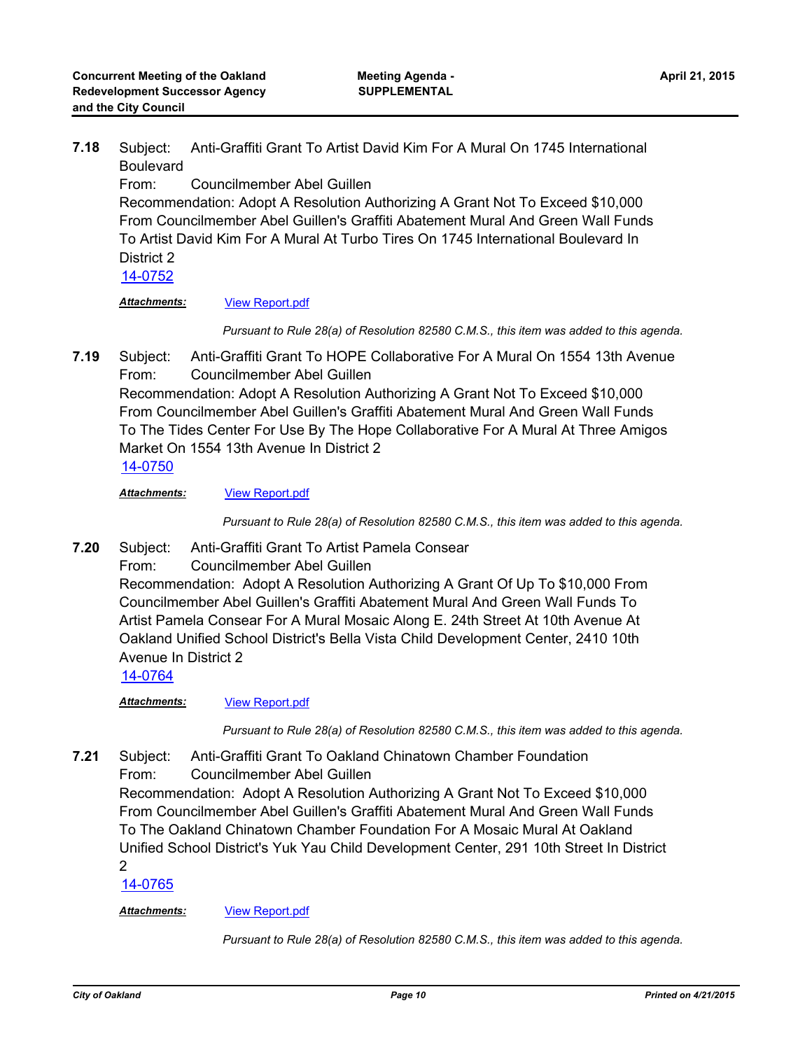**7.18** Subject: Anti-Graffiti Grant To Artist David Kim For A Mural On 1745 International Boulevard

From: Councilmember Abel Guillen

Recommendation: Adopt A Resolution Authorizing A Grant Not To Exceed $10,000 From Councilmember Abel Guillen's Graffiti Abatement Mural And Green Wall Funds To Artist David Kim For A Mural At Turbo Tires On 1745 International Boulevard In District 2

14-0752

***Attachments:*** View Report.pdf

*Pursuant to Rule 28(a) of Resolution 82580 C.M.S., this item was added to this agenda.*

**7.19** Subject: Anti-Graffiti Grant To HOPE Collaborative For A Mural On 1554 13th Avenue

From: Councilmember Abel Guillen

Recommendation: Adopt A Resolution Authorizing A Grant Not To Exceed $10,000 From Councilmember Abel Guillen's Graffiti Abatement Mural And Green Wall Funds To The Tides Center For Use By The Hope Collaborative For A Mural At Three Amigos Market On 1554 13th Avenue In District 2

14-0750

***Attachments:*** View Report.pdf

*Pursuant to Rule 28(a) of Resolution 82580 C.M.S., this item was added to this agenda.*

**7.20** Subject: Anti-Graffiti Grant To Artist Pamela Consear

From: Councilmember Abel Guillen

Recommendation: Adopt A Resolution Authorizing A Grant Of Up To $10,000 From Councilmember Abel Guillen's Graffiti Abatement Mural And Green Wall Funds To Artist Pamela Consear For A Mural Mosaic Along E. 24th Street At 10th Avenue At Oakland Unified School District's Bella Vista Child Development Center, 2410 10th Avenue In District 2

14-0764

***Attachments:*** View Report.pdf

*Pursuant to Rule 28(a) of Resolution 82580 C.M.S., this item was added to this agenda.*

**7.21** Subject: Anti-Graffiti Grant To Oakland Chinatown Chamber Foundation

From: Councilmember Abel Guillen

Recommendation: Adopt A Resolution Authorizing A Grant Not To Exceed $10,000 From Councilmember Abel Guillen's Graffiti Abatement Mural And Green Wall Funds To The Oakland Chinatown Chamber Foundation For A Mosaic Mural At Oakland Unified School District's Yuk Yau Child Development Center, 291 10th Street In District 2

14-0765

***Attachments:*** View Report.pdf

*Pursuant to Rule 28(a) of Resolution 82580 C.M.S., this item was added to this agenda.*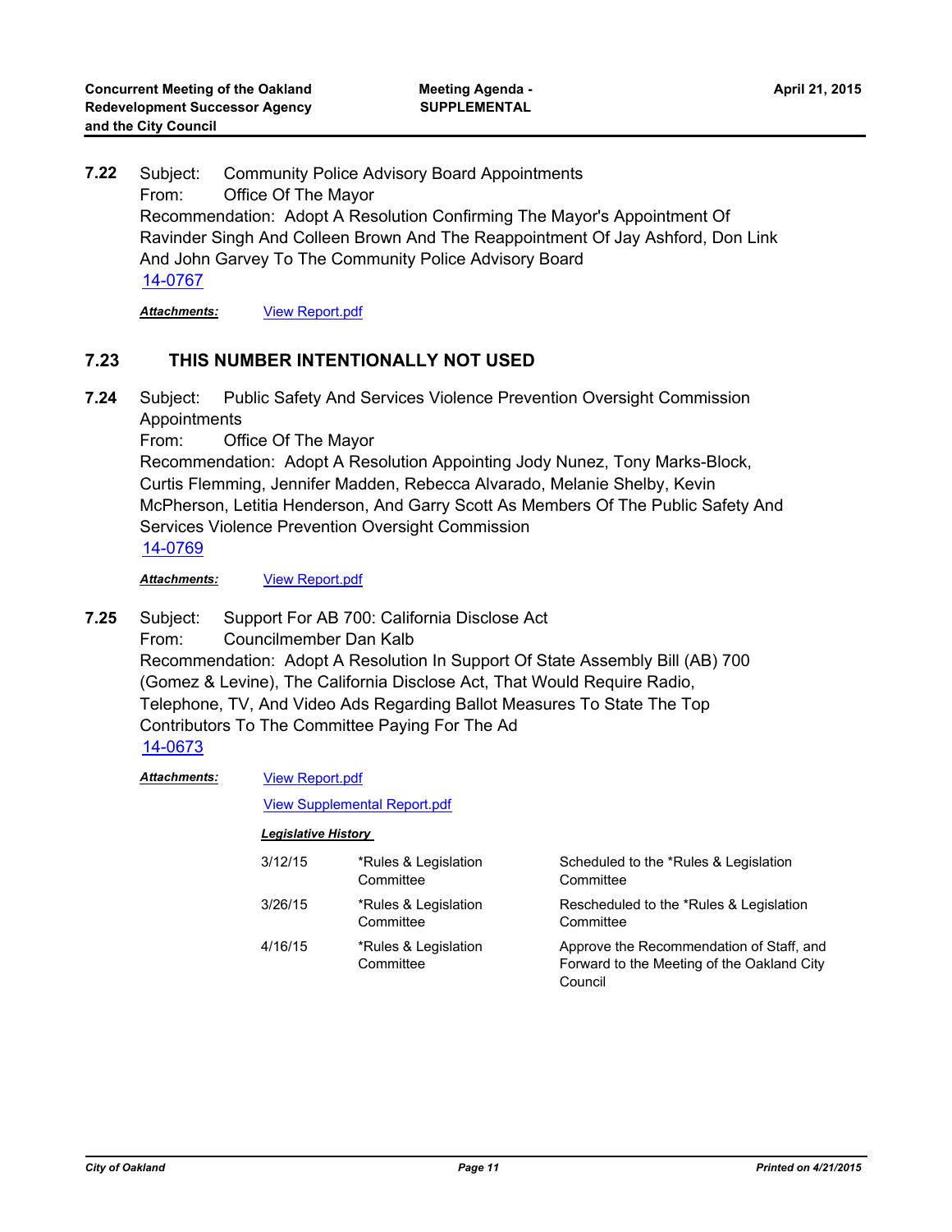**7.22** Subject: Community Police Advisory Board Appointments
From: Office Of The Mayor
Recommendation: Adopt A Resolution Confirming The Mayor's Appointment Of Ravinder Singh And Colleen Brown And The Reappointment Of Jay Ashford, Don Link And John Garvey To The Community Police Advisory Board
14-0767

***Attachments:*** View Report.pdf

## 7.23 THIS NUMBER INTENTIONALLY NOT USED

**7.24** Subject: Public Safety And Services Violence Prevention Oversight Commission Appointments
From: Office Of The Mayor
Recommendation: Adopt A Resolution Appointing Jody Nunez, Tony Marks-Block, Curtis Flemming, Jennifer Madden, Rebecca Alvarado, Melanie Shelby, Kevin McPherson, Letitia Henderson, And Garry Scott As Members Of The Public Safety And Services Violence Prevention Oversight Commission
14-0769

***Attachments:*** View Report.pdf

**7.25** Subject: Support For AB 700: California Disclose Act
From: Councilmember Dan Kalb
Recommendation: Adopt A Resolution In Support Of State Assembly Bill (AB) 700 (Gomez & Levine), The California Disclose Act, That Would Require Radio, Telephone, TV, And Video Ads Regarding Ballot Measures To State The Top Contributors To The Committee Paying For The Ad
14-0673

***Attachments:*** View Report.pdf
View Supplemental Report.pdf

***Legislative History***

| | | |
|---|---|---|
| 3/12/15 | *Rules & Legislation Committee | Scheduled to the *Rules & Legislation Committee |
| 3/26/15 | *Rules & Legislation Committee | Rescheduled to the *Rules & Legislation Committee |
| 4/16/15 | *Rules & Legislation Committee | Approve the Recommendation of Staff, and Forward to the Meeting of the Oakland City Council |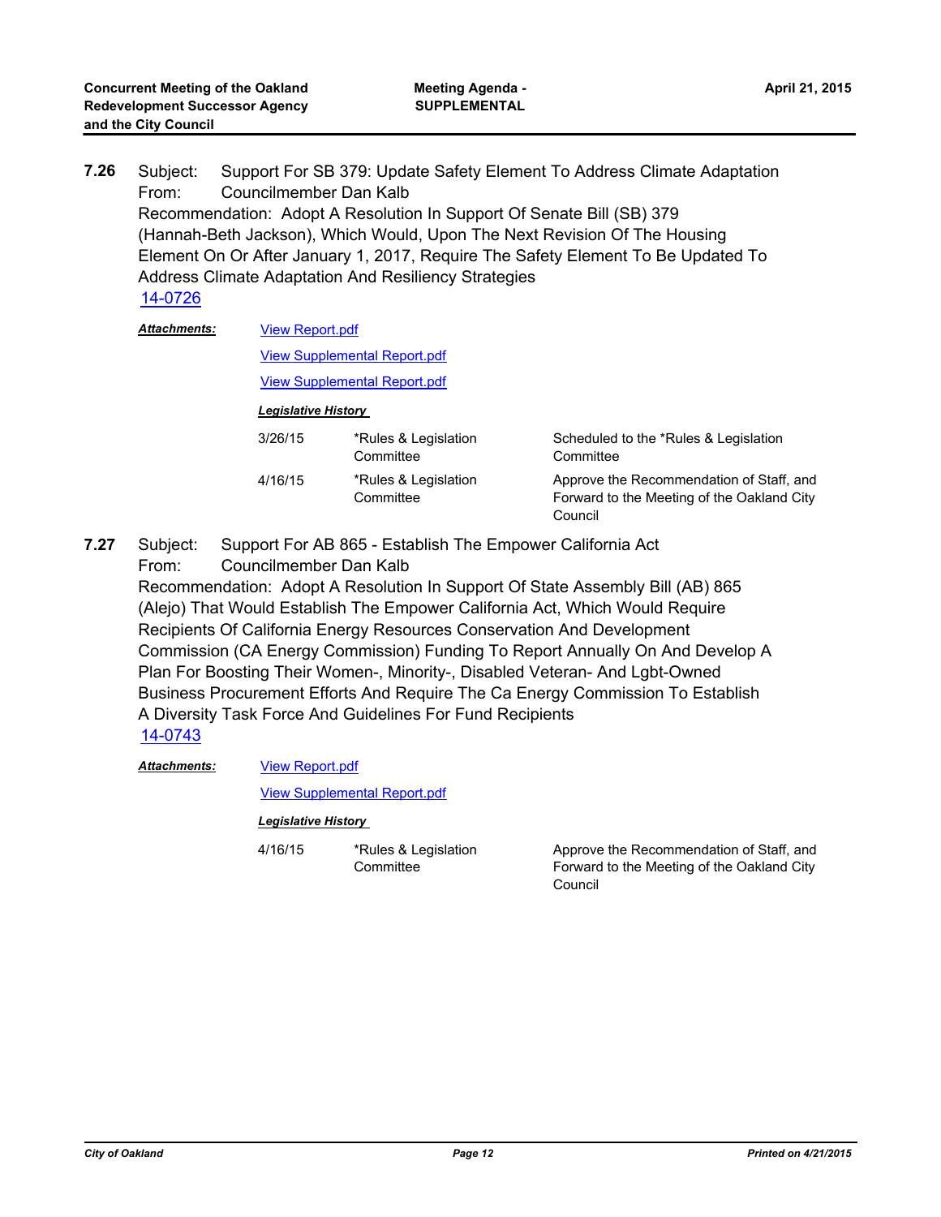**7.26** Subject: Support For SB 379: Update Safety Element To Address Climate Adaptation
From: Councilmember Dan Kalb
Recommendation: Adopt A Resolution In Support Of Senate Bill (SB) 379 (Hannah-Beth Jackson), Which Would, Upon The Next Revision Of The Housing Element On Or After January 1, 2017, Require The Safety Element To Be Updated To Address Climate Adaptation And Resiliency Strategies
14-0726

***Attachments:*** View Report.pdf
View Supplemental Report.pdf
View Supplemental Report.pdf

***Legislative History***

| | | |
|---|---|---|
| 3/26/15 | *Rules & Legislation Committee | Scheduled to the *Rules & Legislation Committee |
| 4/16/15 | *Rules & Legislation Committee | Approve the Recommendation of Staff, and Forward to the Meeting of the Oakland City Council |

**7.27** Subject: Support For AB 865 - Establish The Empower California Act
From: Councilmember Dan Kalb
Recommendation: Adopt A Resolution In Support Of State Assembly Bill (AB) 865 (Alejo) That Would Establish The Empower California Act, Which Would Require Recipients Of California Energy Resources Conservation And Development Commission (CA Energy Commission) Funding To Report Annually On And Develop A Plan For Boosting Their Women-, Minority-, Disabled Veteran- And Lgbt-Owned Business Procurement Efforts And Require The Ca Energy Commission To Establish A Diversity Task Force And Guidelines For Fund Recipients
14-0743

***Attachments:*** View Report.pdf
View Supplemental Report.pdf

***Legislative History***

| | | |
|---|---|---|
| 4/16/15 | *Rules & Legislation Committee | Approve the Recommendation of Staff, and Forward to the Meeting of the Oakland City Council |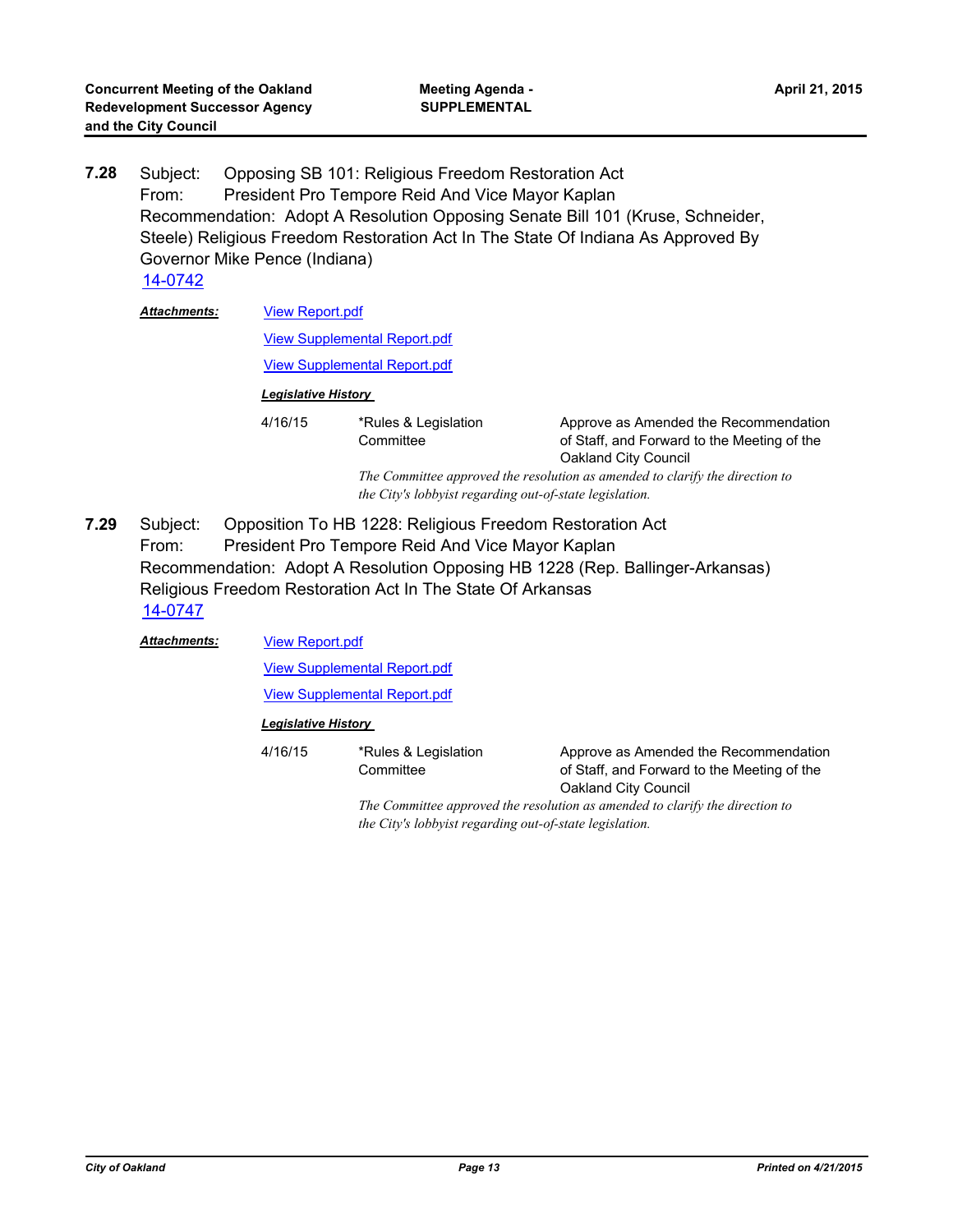**7.28** Subject: Opposing SB 101: Religious Freedom Restoration Act
From: President Pro Tempore Reid And Vice Mayor Kaplan
Recommendation: Adopt A Resolution Opposing Senate Bill 101 (Kruse, Schneider, Steele) Religious Freedom Restoration Act In The State Of Indiana As Approved By Governor Mike Pence (Indiana)
14-0742

***Attachments:*** View Report.pdf
View Supplemental Report.pdf
View Supplemental Report.pdf

***Legislative History***

| | | |
|---|---|---|
| 4/16/15 | *Rules & Legislation Committee | Approve as Amended the Recommendation of Staff, and Forward to the Meeting of the Oakland City Council |

*The Committee approved the resolution as amended to clarify the direction to the City's lobbyist regarding out-of-state legislation.*

**7.29** Subject: Opposition To HB 1228: Religious Freedom Restoration Act
From: President Pro Tempore Reid And Vice Mayor Kaplan
Recommendation: Adopt A Resolution Opposing HB 1228 (Rep. Ballinger-Arkansas) Religious Freedom Restoration Act In The State Of Arkansas
14-0747

***Attachments:*** View Report.pdf
View Supplemental Report.pdf
View Supplemental Report.pdf

***Legislative History***

| | | |
|---|---|---|
| 4/16/15 | *Rules & Legislation Committee | Approve as Amended the Recommendation of Staff, and Forward to the Meeting of the Oakland City Council |

*The Committee approved the resolution as amended to clarify the direction to the City's lobbyist regarding out-of-state legislation.*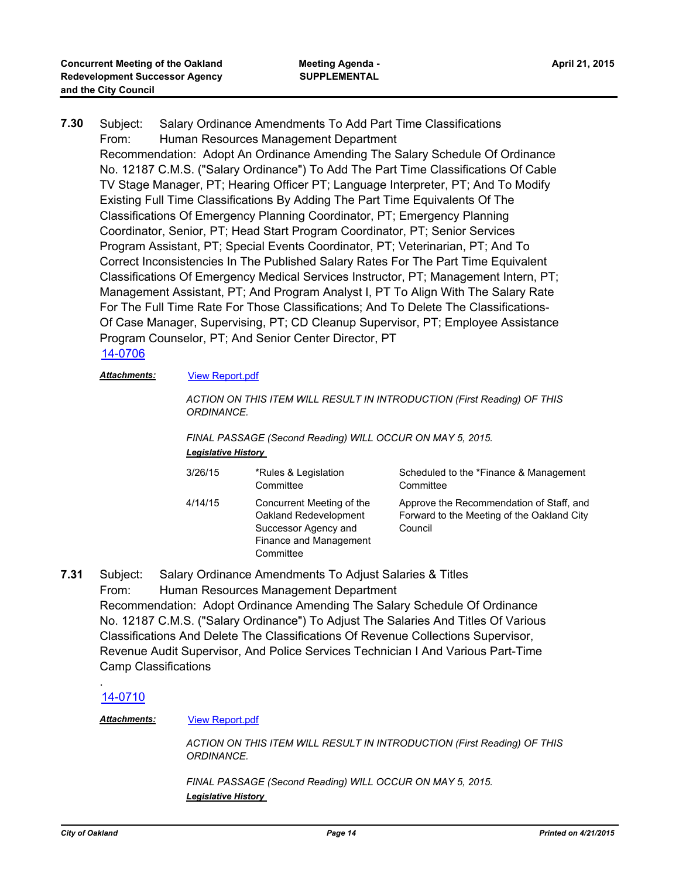**7.30** Subject: Salary Ordinance Amendments To Add Part Time Classifications

From: Human Resources Management Department

Recommendation: Adopt An Ordinance Amending The Salary Schedule Of Ordinance No. 12187 C.M.S. ("Salary Ordinance") To Add The Part Time Classifications Of Cable TV Stage Manager, PT; Hearing Officer PT; Language Interpreter, PT; And To Modify Existing Full Time Classifications By Adding The Part Time Equivalents Of The Classifications Of Emergency Planning Coordinator, PT; Emergency Planning Coordinator, Senior, PT; Head Start Program Coordinator, PT; Senior Services Program Assistant, PT; Special Events Coordinator, PT; Veterinarian, PT; And To Correct Inconsistencies In The Published Salary Rates For The Part Time Equivalent Classifications Of Emergency Medical Services Instructor, PT; Management Intern, PT; Management Assistant, PT; And Program Analyst I, PT To Align With The Salary Rate For The Full Time Rate For Those Classifications; And To Delete The Classifications- Of Case Manager, Supervising, PT; CD Cleanup Supervisor, PT; Employee Assistance Program Counselor, PT; And Senior Center Director, PT

[14-0706](14-0706)

***Attachments:*** View Report.pdf

*ACTION ON THIS ITEM WILL RESULT IN INTRODUCTION (First Reading) OF THIS ORDINANCE.*

*FINAL PASSAGE (Second Reading) WILL OCCUR ON MAY 5, 2015.*

***Legislative History***

| | | |
|---|---|---|
| 3/26/15 | *Rules & Legislation Committee | Scheduled to the *Finance & Management Committee |
| 4/14/15 | Concurrent Meeting of the Oakland Redevelopment Successor Agency and Finance and Management Committee | Approve the Recommendation of Staff, and Forward to the Meeting of the Oakland City Council |

**7.31** Subject: Salary Ordinance Amendments To Adjust Salaries & Titles

From: Human Resources Management Department

Recommendation: Adopt Ordinance Amending The Salary Schedule Of Ordinance No. 12187 C.M.S. ("Salary Ordinance") To Adjust The Salaries And Titles Of Various Classifications And Delete The Classifications Of Revenue Collections Supervisor, Revenue Audit Supervisor, And Police Services Technician I And Various Part-Time Camp Classifications

.

[14-0710](14-0710)

***Attachments:*** View Report.pdf

*ACTION ON THIS ITEM WILL RESULT IN INTRODUCTION (First Reading) OF THIS ORDINANCE.*

*FINAL PASSAGE (Second Reading) WILL OCCUR ON MAY 5, 2015.*

***Legislative History***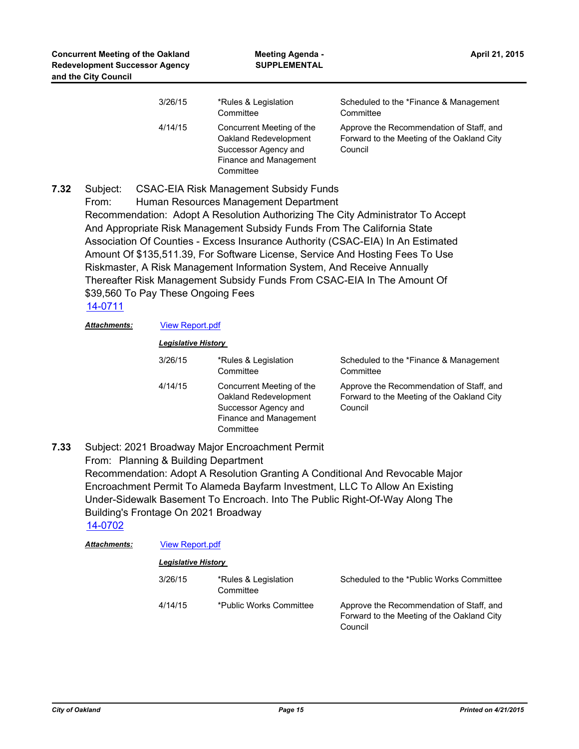| | | |
|---|---|---|
| 3/26/15 | *Rules & Legislation Committee | Scheduled to the *Finance & Management Committee |
| 4/14/15 | Concurrent Meeting of the Oakland Redevelopment Successor Agency and Finance and Management Committee | Approve the Recommendation of Staff, and Forward to the Meeting of the Oakland City Council |

**7.32** Subject: CSAC-EIA Risk Management Subsidy Funds
From: Human Resources Management Department
Recommendation: Adopt A Resolution Authorizing The City Administrator To Accept And Appropriate Risk Management Subsidy Funds From The California State Association Of Counties - Excess Insurance Authority (CSAC-EIA) In An Estimated Amount Of $135,511.39, For Software License, Service And Hosting Fees To Use Riskmaster, A Risk Management Information System, And Receive Annually Thereafter Risk Management Subsidy Funds From CSAC-EIA In The Amount Of $39,560 To Pay These Ongoing Fees
14-0711

***Attachments:*** View Report.pdf

***Legislative History***

| | | |
|---|---|---|
| 3/26/15 | *Rules & Legislation Committee | Scheduled to the *Finance & Management Committee |
| 4/14/15 | Concurrent Meeting of the Oakland Redevelopment Successor Agency and Finance and Management Committee | Approve the Recommendation of Staff, and Forward to the Meeting of the Oakland City Council |

**7.33** Subject: 2021 Broadway Major Encroachment Permit
From: Planning & Building Department
Recommendation: Adopt A Resolution Granting A Conditional And Revocable Major Encroachment Permit To Alameda Bayfarm Investment, LLC To Allow An Existing Under-Sidewalk Basement To Encroach. Into The Public Right-Of-Way Along The Building's Frontage On 2021 Broadway
14-0702

***Attachments:*** View Report.pdf

***Legislative History***

| | | |
|---|---|---|
| 3/26/15 | *Rules & Legislation Committee | Scheduled to the *Public Works Committee |
| 4/14/15 | *Public Works Committee | Approve the Recommendation of Staff, and Forward to the Meeting of the Oakland City Council |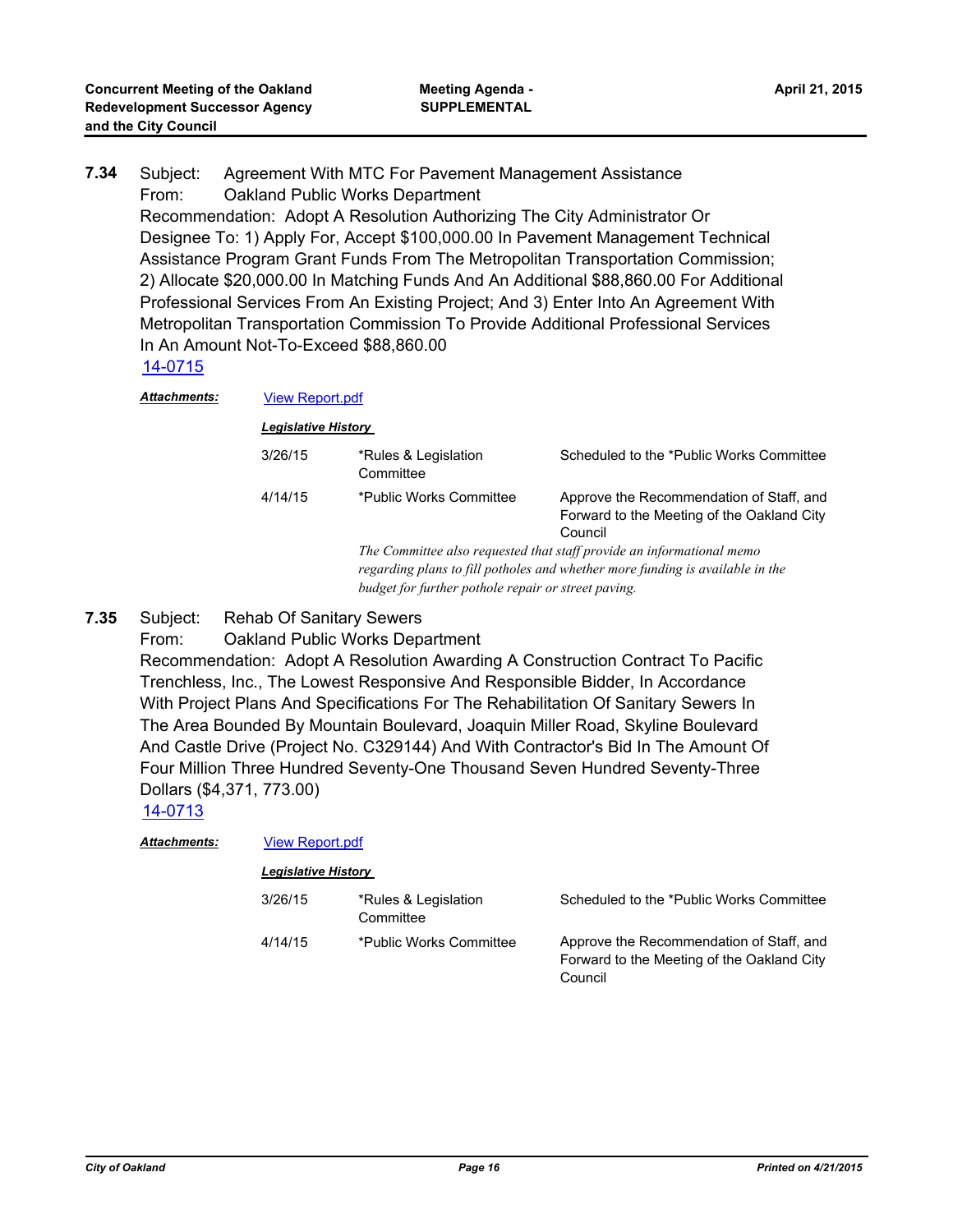**7.34** Subject: Agreement With MTC For Pavement Management Assistance
From: Oakland Public Works Department
Recommendation: Adopt A Resolution Authorizing The City Administrator Or Designee To: 1) Apply For, Accept $100,000.00 In Pavement Management Technical Assistance Program Grant Funds From The Metropolitan Transportation Commission; 2) Allocate $20,000.00 In Matching Funds And An Additional $88,860.00 For Additional Professional Services From An Existing Project; And 3) Enter Into An Agreement With Metropolitan Transportation Commission To Provide Additional Professional Services In An Amount Not-To-Exceed $88,860.00
[14-0715]

***Attachments:*** [View Report.pdf]

***Legislative History***

| | | |
|---|---|---|
| 3/26/15 | *Rules & Legislation Committee | Scheduled to the *Public Works Committee |
| 4/14/15 | *Public Works Committee | Approve the Recommendation of Staff, and Forward to the Meeting of the Oakland City Council |

*The Committee also requested that staff provide an informational memo regarding plans to fill potholes and whether more funding is available in the budget for further pothole repair or street paving.*

**7.35** Subject: Rehab Of Sanitary Sewers
From: Oakland Public Works Department
Recommendation: Adopt A Resolution Awarding A Construction Contract To Pacific Trenchless, Inc., The Lowest Responsive And Responsible Bidder, In Accordance With Project Plans And Specifications For The Rehabilitation Of Sanitary Sewers In The Area Bounded By Mountain Boulevard, Joaquin Miller Road, Skyline Boulevard And Castle Drive (Project No. C329144) And With Contractor's Bid In The Amount Of Four Million Three Hundred Seventy-One Thousand Seven Hundred Seventy-Three Dollars ($4,371, 773.00)
[14-0713]

***Attachments:*** [View Report.pdf]

***Legislative History***

| | | |
|---|---|---|
| 3/26/15 | *Rules & Legislation Committee | Scheduled to the *Public Works Committee |
| 4/14/15 | *Public Works Committee | Approve the Recommendation of Staff, and Forward to the Meeting of the Oakland City Council |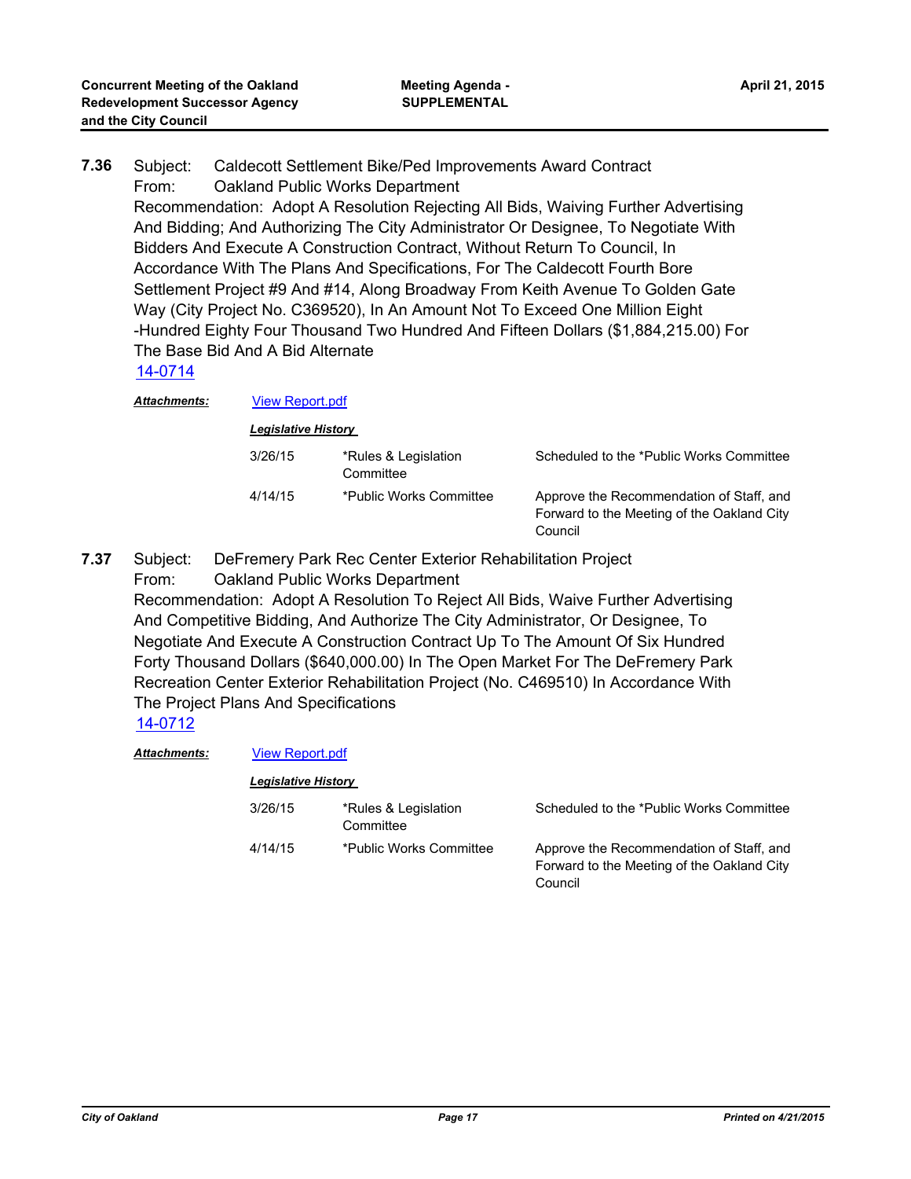**7.36** Subject: Caldecott Settlement Bike/Ped Improvements Award Contract
From: Oakland Public Works Department
Recommendation: Adopt A Resolution Rejecting All Bids, Waiving Further Advertising And Bidding; And Authorizing The City Administrator Or Designee, To Negotiate With Bidders And Execute A Construction Contract, Without Return To Council, In Accordance With The Plans And Specifications, For The Caldecott Fourth Bore Settlement Project #9 And #14, Along Broadway From Keith Avenue To Golden Gate Way (City Project No. C369520), In An Amount Not To Exceed One Million Eight -Hundred Eighty Four Thousand Two Hundred And Fifteen Dollars ($1,884,215.00) For The Base Bid And A Bid Alternate
14-0714

***Attachments:*** View Report.pdf

***Legislative History***

| | | |
|---|---|---|
| 3/26/15 | *Rules & Legislation Committee | Scheduled to the *Public Works Committee |
| 4/14/15 | *Public Works Committee | Approve the Recommendation of Staff, and Forward to the Meeting of the Oakland City Council |

**7.37** Subject: DeFremery Park Rec Center Exterior Rehabilitation Project
From: Oakland Public Works Department
Recommendation: Adopt A Resolution To Reject All Bids, Waive Further Advertising And Competitive Bidding, And Authorize The City Administrator, Or Designee, To Negotiate And Execute A Construction Contract Up To The Amount Of Six Hundred Forty Thousand Dollars ($640,000.00) In The Open Market For The DeFremery Park Recreation Center Exterior Rehabilitation Project (No. C469510) In Accordance With The Project Plans And Specifications
14-0712

***Attachments:*** View Report.pdf

***Legislative History***

| | | |
|---|---|---|
| 3/26/15 | *Rules & Legislation Committee | Scheduled to the *Public Works Committee |
| 4/14/15 | *Public Works Committee | Approve the Recommendation of Staff, and Forward to the Meeting of the Oakland City Council |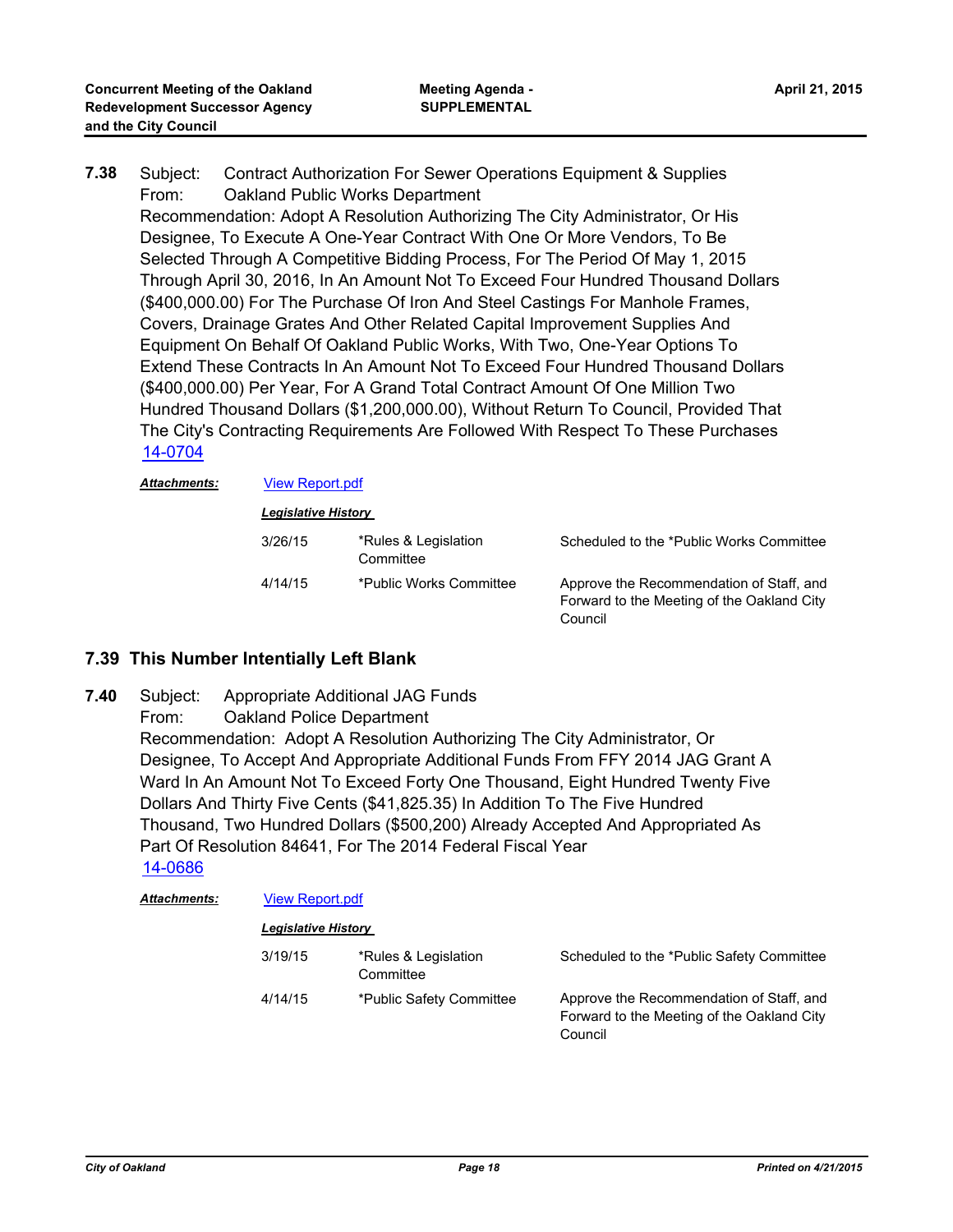**7.38** Subject: Contract Authorization For Sewer Operations Equipment & Supplies
From: Oakland Public Works Department
Recommendation: Adopt A Resolution Authorizing The City Administrator, Or His Designee, To Execute A One-Year Contract With One Or More Vendors, To Be Selected Through A Competitive Bidding Process, For The Period Of May 1, 2015 Through April 30, 2016, In An Amount Not To Exceed Four Hundred Thousand Dollars ($400,000.00) For The Purchase Of Iron And Steel Castings For Manhole Frames, Covers, Drainage Grates And Other Related Capital Improvement Supplies And Equipment On Behalf Of Oakland Public Works, With Two, One-Year Options To Extend These Contracts In An Amount Not To Exceed Four Hundred Thousand Dollars ($400,000.00) Per Year, For A Grand Total Contract Amount Of One Million Two Hundred Thousand Dollars ($1,200,000.00), Without Return To Council, Provided That The City's Contracting Requirements Are Followed With Respect To These Purchases
14-0704

***Attachments:*** View Report.pdf

***Legislative History***

| | | |
|---|---|---|
| 3/26/15 | *Rules & Legislation Committee | Scheduled to the *Public Works Committee |
| 4/14/15 | *Public Works Committee | Approve the Recommendation of Staff, and Forward to the Meeting of the Oakland City Council |

## 7.39 This Number Intentionally Left Blank

**7.40** Subject: Appropriate Additional JAG Funds
From: Oakland Police Department
Recommendation: Adopt A Resolution Authorizing The City Administrator, Or Designee, To Accept And Appropriate Additional Funds From FFY 2014 JAG Grant A Ward In An Amount Not To Exceed Forty One Thousand, Eight Hundred Twenty Five Dollars And Thirty Five Cents ($41,825.35) In Addition To The Five Hundred Thousand, Two Hundred Dollars ($500,200) Already Accepted And Appropriated As Part Of Resolution 84641, For The 2014 Federal Fiscal Year
14-0686

***Attachments:*** View Report.pdf

***Legislative History***

| | | |
|---|---|---|
| 3/19/15 | *Rules & Legislation Committee | Scheduled to the *Public Safety Committee |
| 4/14/15 | *Public Safety Committee | Approve the Recommendation of Staff, and Forward to the Meeting of the Oakland City Council |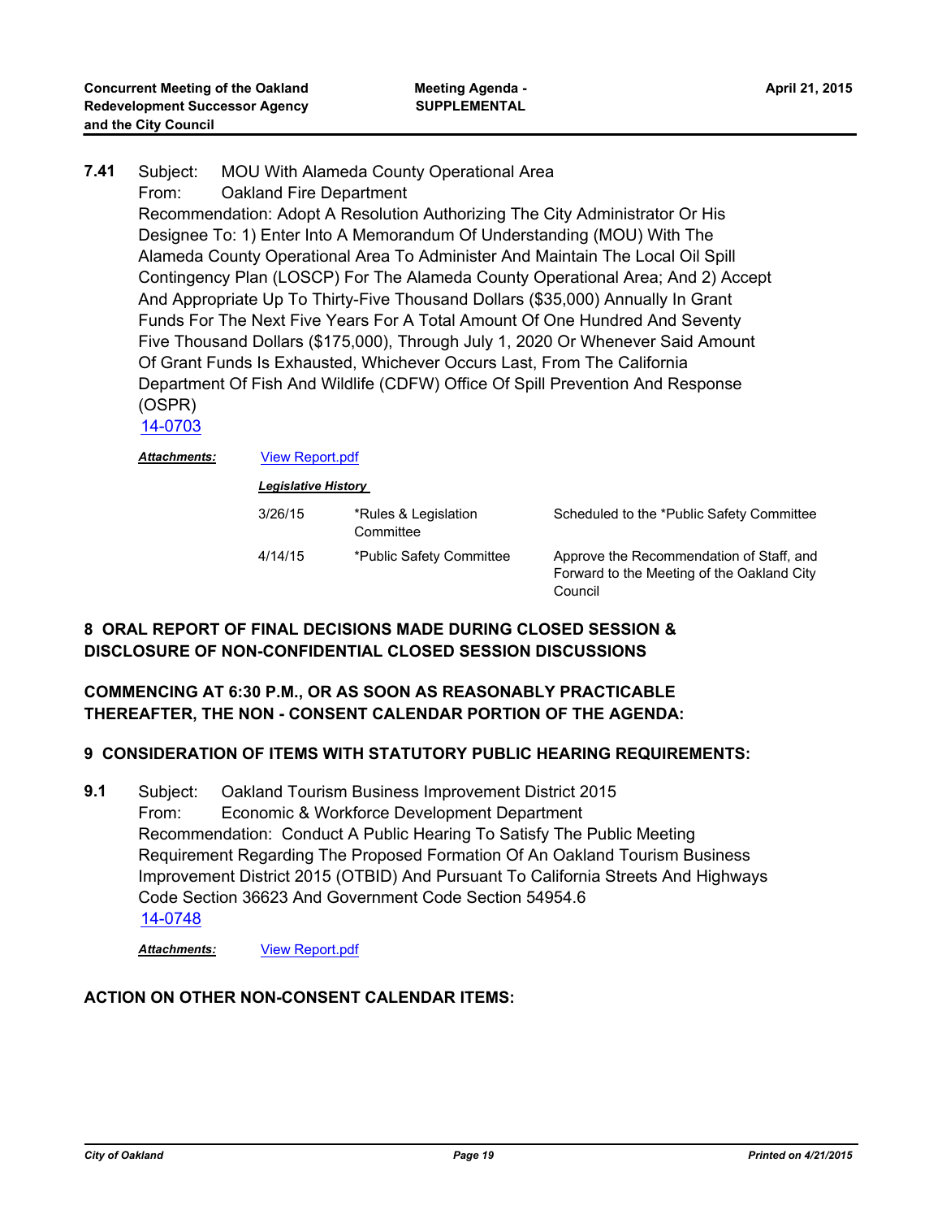**7.41** Subject: MOU With Alameda County Operational Area
From: Oakland Fire Department
Recommendation: Adopt A Resolution Authorizing The City Administrator Or His Designee To: 1) Enter Into A Memorandum Of Understanding (MOU) With The Alameda County Operational Area To Administer And Maintain The Local Oil Spill Contingency Plan (LOSCP) For The Alameda County Operational Area; And 2) Accept And Appropriate Up To Thirty-Five Thousand Dollars ($35,000) Annually In Grant Funds For The Next Five Years For A Total Amount Of One Hundred And Seventy Five Thousand Dollars ($175,000), Through July 1, 2020 Or Whenever Said Amount Of Grant Funds Is Exhausted, Whichever Occurs Last, From The California Department Of Fish And Wildlife (CDFW) Office Of Spill Prevention And Response (OSPR)
14-0703

***Attachments:*** View Report.pdf

***Legislative History***

| | | |
|---|---|---|
| 3/26/15 | *Rules & Legislation Committee | Scheduled to the *Public Safety Committee |
| 4/14/15 | *Public Safety Committee | Approve the Recommendation of Staff, and Forward to the Meeting of the Oakland City Council |

## 8 ORAL REPORT OF FINAL DECISIONS MADE DURING CLOSED SESSION & DISCLOSURE OF NON-CONFIDENTIAL CLOSED SESSION DISCUSSIONS

## COMMENCING AT 6:30 P.M., OR AS SOON AS REASONABLY PRACTICABLE THEREAFTER, THE NON - CONSENT CALENDAR PORTION OF THE AGENDA:

## 9 CONSIDERATION OF ITEMS WITH STATUTORY PUBLIC HEARING REQUIREMENTS:

**9.1** Subject: Oakland Tourism Business Improvement District 2015
From: Economic & Workforce Development Department
Recommendation: Conduct A Public Hearing To Satisfy The Public Meeting Requirement Regarding The Proposed Formation Of An Oakland Tourism Business Improvement District 2015 (OTBID) And Pursuant To California Streets And Highways Code Section 36623 And Government Code Section 54954.6
14-0748

***Attachments:*** View Report.pdf

## ACTION ON OTHER NON-CONSENT CALENDAR ITEMS: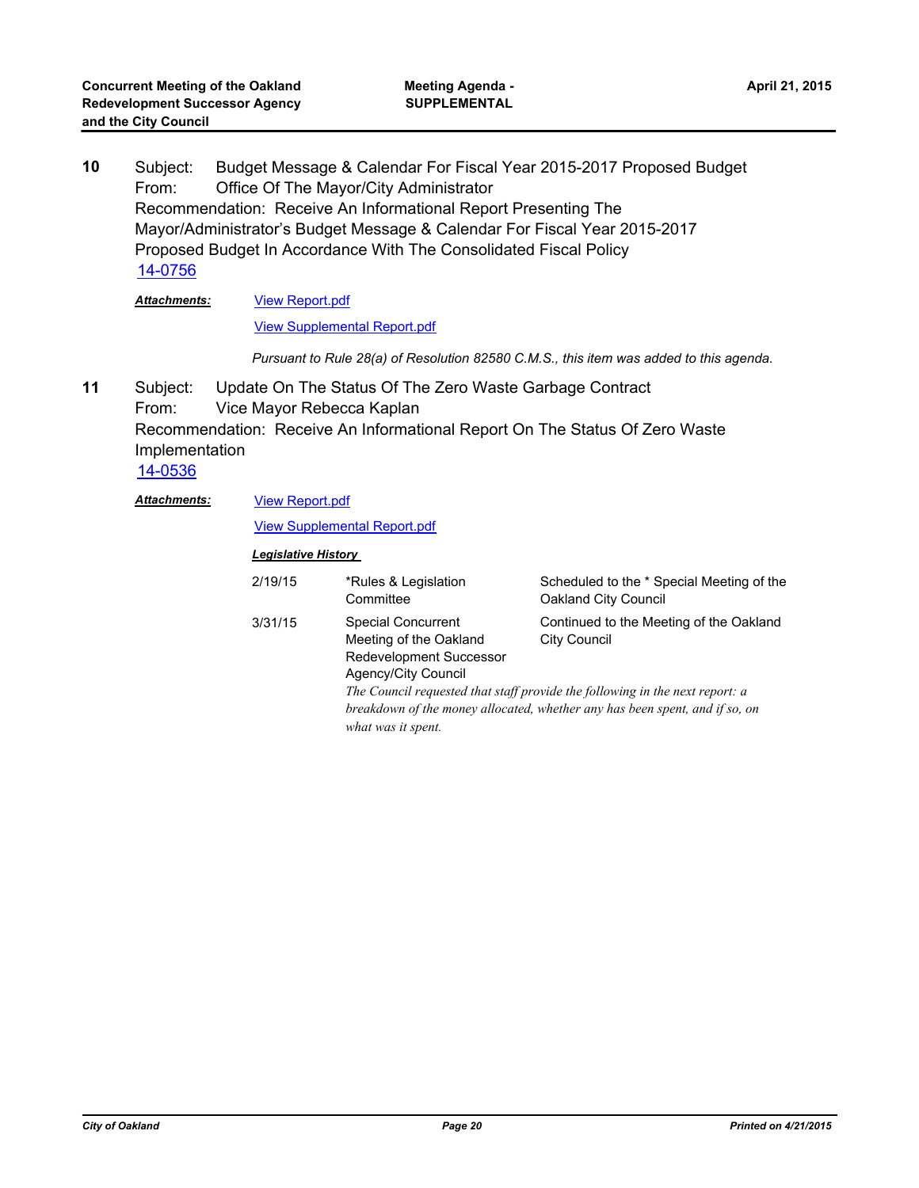**10** Subject: Budget Message & Calendar For Fiscal Year 2015-2017 Proposed Budget
From: Office Of The Mayor/City Administrator
Recommendation: Receive An Informational Report Presenting The Mayor/Administrator's Budget Message & Calendar For Fiscal Year 2015-2017 Proposed Budget In Accordance With The Consolidated Fiscal Policy
14-0756

***Attachments:*** View Report.pdf
View Supplemental Report.pdf

*Pursuant to Rule 28(a) of Resolution 82580 C.M.S., this item was added to this agenda.*

**11** Subject: Update On The Status Of The Zero Waste Garbage Contract
From: Vice Mayor Rebecca Kaplan
Recommendation: Receive An Informational Report On The Status Of Zero Waste Implementation
14-0536

***Attachments:*** View Report.pdf
View Supplemental Report.pdf

***Legislative History***

| | | |
|---|---|---|
| 2/19/15 | *Rules & Legislation Committee | Scheduled to the * Special Meeting of the Oakland City Council |
| 3/31/15 | Special Concurrent Meeting of the Oakland Redevelopment Successor Agency/City Council | Continued to the Meeting of the Oakland City Council |

*The Council requested that staff provide the following in the next report: a breakdown of the money allocated, whether any has been spent, and if so, on what was it spent.*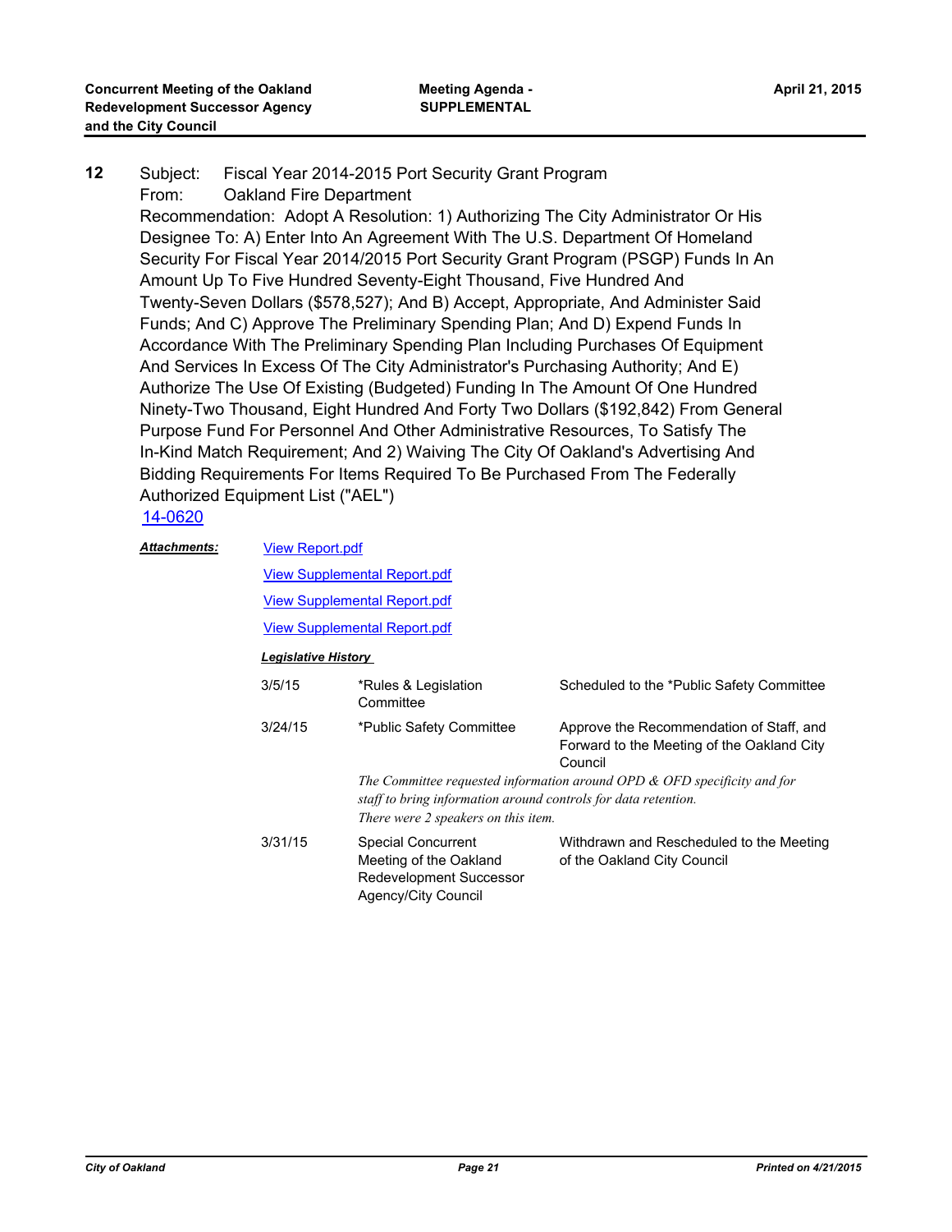**12** Subject: Fiscal Year 2014-2015 Port Security Grant Program
From: Oakland Fire Department
Recommendation: Adopt A Resolution: 1) Authorizing The City Administrator Or His Designee To: A) Enter Into An Agreement With The U.S. Department Of Homeland Security For Fiscal Year 2014/2015 Port Security Grant Program (PSGP) Funds In An Amount Up To Five Hundred Seventy-Eight Thousand, Five Hundred And Twenty-Seven Dollars ($578,527); And B) Accept, Appropriate, And Administer Said Funds; And C) Approve The Preliminary Spending Plan; And D) Expend Funds In Accordance With The Preliminary Spending Plan Including Purchases Of Equipment And Services In Excess Of The City Administrator's Purchasing Authority; And E) Authorize The Use Of Existing (Budgeted) Funding In The Amount Of One Hundred Ninety-Two Thousand, Eight Hundred And Forty Two Dollars ($192,842) From General Purpose Fund For Personnel And Other Administrative Resources, To Satisfy The In-Kind Match Requirement; And 2) Waiving The City Of Oakland's Advertising And Bidding Requirements For Items Required To Be Purchased From The Federally Authorized Equipment List ("AEL")

14-0620

***Attachments:*** View Report.pdf
View Supplemental Report.pdf
View Supplemental Report.pdf
View Supplemental Report.pdf

***Legislative History***

| | | |
|---|---|---|
| 3/5/15 | *Rules & Legislation Committee | Scheduled to the *Public Safety Committee |
| 3/24/15 | *Public Safety Committee | Approve the Recommendation of Staff, and Forward to the Meeting of the Oakland City Council |

*The Committee requested information around OPD & OFD specificity and for staff to bring information around controls for data retention.*
*There were 2 speakers on this item.*

| | | |
|---|---|---|
| 3/31/15 | Special Concurrent Meeting of the Oakland Redevelopment Successor Agency/City Council | Withdrawn and Rescheduled to the Meeting of the Oakland City Council |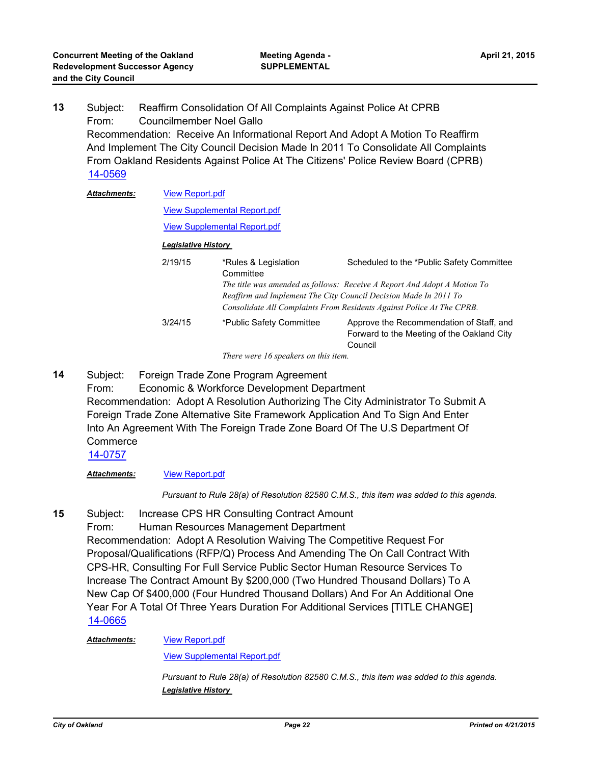**13** Subject: Reaffirm Consolidation Of All Complaints Against Police At CPRB
From: Councilmember Noel Gallo
Recommendation: Receive An Informational Report And Adopt A Motion To Reaffirm And Implement The City Council Decision Made In 2011 To Consolidate All Complaints From Oakland Residents Against Police At The Citizens' Police Review Board (CPRB)
14-0569

***Attachments:*** View Report.pdf
View Supplemental Report.pdf
View Supplemental Report.pdf

***Legislative History***

| | | |
|---|---|---|
| 2/19/15 | *Rules & Legislation Committee | Scheduled to the *Public Safety Committee |
| | *The title was amended as follows: Receive A Report And Adopt A Motion To Reaffirm and Implement The City Council Decision Made In 2011 To Consolidate All Complaints From Residents Against Police At The CPRB.* | |
| 3/24/15 | *Public Safety Committee | Approve the Recommendation of Staff, and Forward to the Meeting of the Oakland City Council |
| | *There were 16 speakers on this item.* | |

**14** Subject: Foreign Trade Zone Program Agreement
From: Economic & Workforce Development Department
Recommendation: Adopt A Resolution Authorizing The City Administrator To Submit A Foreign Trade Zone Alternative Site Framework Application And To Sign And Enter Into An Agreement With The Foreign Trade Zone Board Of The U.S Department Of Commerce
14-0757

***Attachments:*** View Report.pdf

*Pursuant to Rule 28(a) of Resolution 82580 C.M.S., this item was added to this agenda.*

**15** Subject: Increase CPS HR Consulting Contract Amount
From: Human Resources Management Department
Recommendation: Adopt A Resolution Waiving The Competitive Request For Proposal/Qualifications (RFP/Q) Process And Amending The On Call Contract With CPS-HR, Consulting For Full Service Public Sector Human Resource Services To Increase The Contract Amount By $200,000 (Two Hundred Thousand Dollars) To A New Cap Of $400,000 (Four Hundred Thousand Dollars) And For An Additional One Year For A Total Of Three Years Duration For Additional Services [TITLE CHANGE]
14-0665

***Attachments:*** View Report.pdf
View Supplemental Report.pdf

*Pursuant to Rule 28(a) of Resolution 82580 C.M.S., this item was added to this agenda.*

***Legislative History***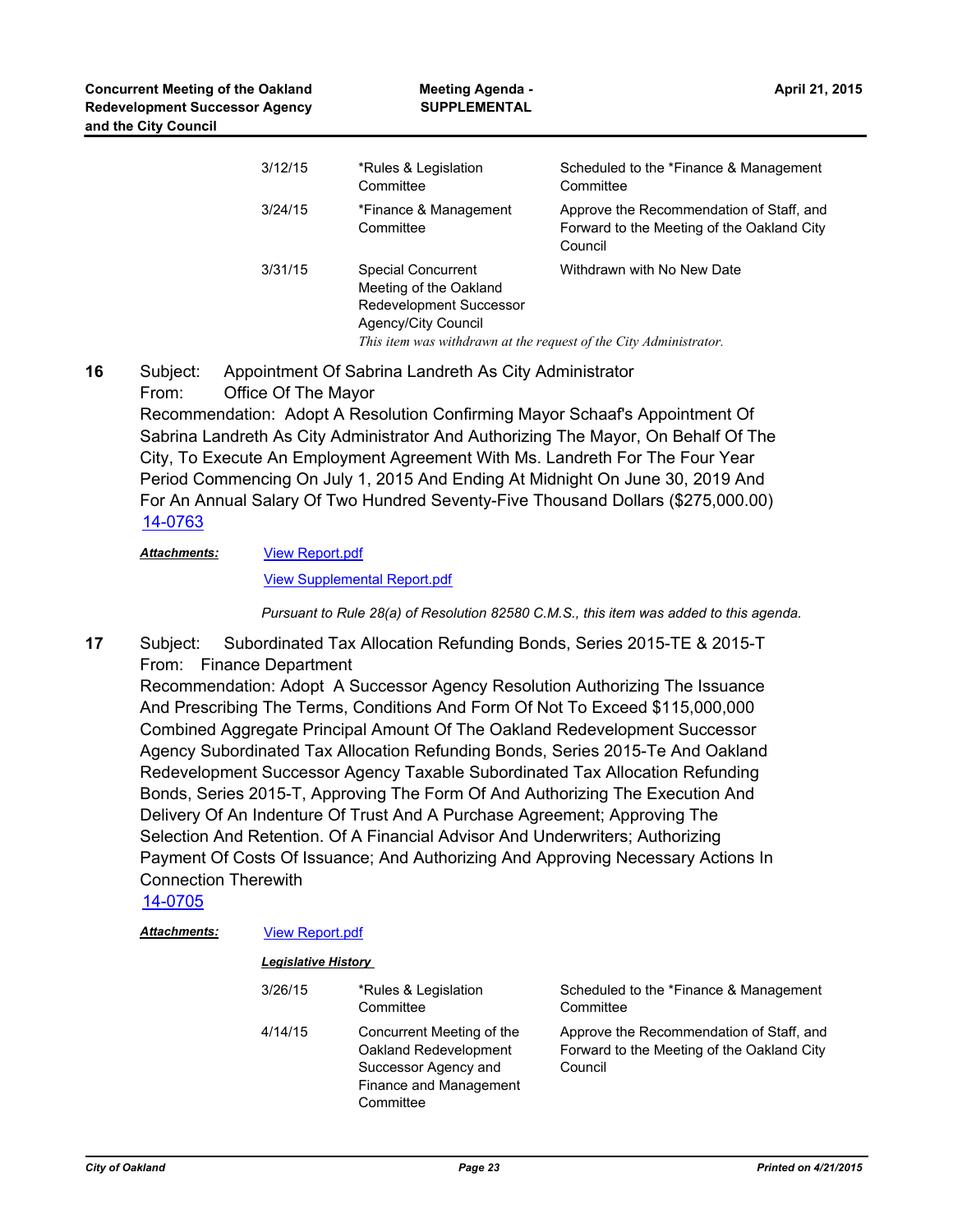| | | |
|---|---|---|
| 3/12/15 | *Rules & Legislation Committee | Scheduled to the *Finance & Management Committee |
| 3/24/15 | *Finance & Management Committee | Approve the Recommendation of Staff, and Forward to the Meeting of the Oakland City Council |
| 3/31/15 | Special Concurrent Meeting of the Oakland Redevelopment Successor Agency/City Council | Withdrawn with No New Date |

*This item was withdrawn at the request of the City Administrator.*

**16** Subject: Appointment Of Sabrina Landreth As City Administrator
From: Office Of The Mayor
Recommendation: Adopt A Resolution Confirming Mayor Schaaf's Appointment Of Sabrina Landreth As City Administrator And Authorizing The Mayor, On Behalf Of The City, To Execute An Employment Agreement With Ms. Landreth For The Four Year Period Commencing On July 1, 2015 And Ending At Midnight On June 30, 2019 And For An Annual Salary Of Two Hundred Seventy-Five Thousand Dollars ($275,000.00)
14-0763

***Attachments:*** View Report.pdf
View Supplemental Report.pdf

*Pursuant to Rule 28(a) of Resolution 82580 C.M.S., this item was added to this agenda.*

**17** Subject: Subordinated Tax Allocation Refunding Bonds, Series 2015-TE & 2015-T
From: Finance Department
Recommendation: Adopt A Successor Agency Resolution Authorizing The Issuance And Prescribing The Terms, Conditions And Form Of Not To Exceed $115,000,000 Combined Aggregate Principal Amount Of The Oakland Redevelopment Successor Agency Subordinated Tax Allocation Refunding Bonds, Series 2015-Te And Oakland Redevelopment Successor Agency Taxable Subordinated Tax Allocation Refunding Bonds, Series 2015-T, Approving The Form Of And Authorizing The Execution And Delivery Of An Indenture Of Trust And A Purchase Agreement; Approving The Selection And Retention. Of A Financial Advisor And Underwriters; Authorizing Payment Of Costs Of Issuance; And Authorizing And Approving Necessary Actions In Connection Therewith
14-0705

***Attachments:*** View Report.pdf

***Legislative History***

| | | |
|---|---|---|
| 3/26/15 | *Rules & Legislation Committee | Scheduled to the *Finance & Management Committee |
| 4/14/15 | Concurrent Meeting of the Oakland Redevelopment Successor Agency and Finance and Management Committee | Approve the Recommendation of Staff, and Forward to the Meeting of the Oakland City Council |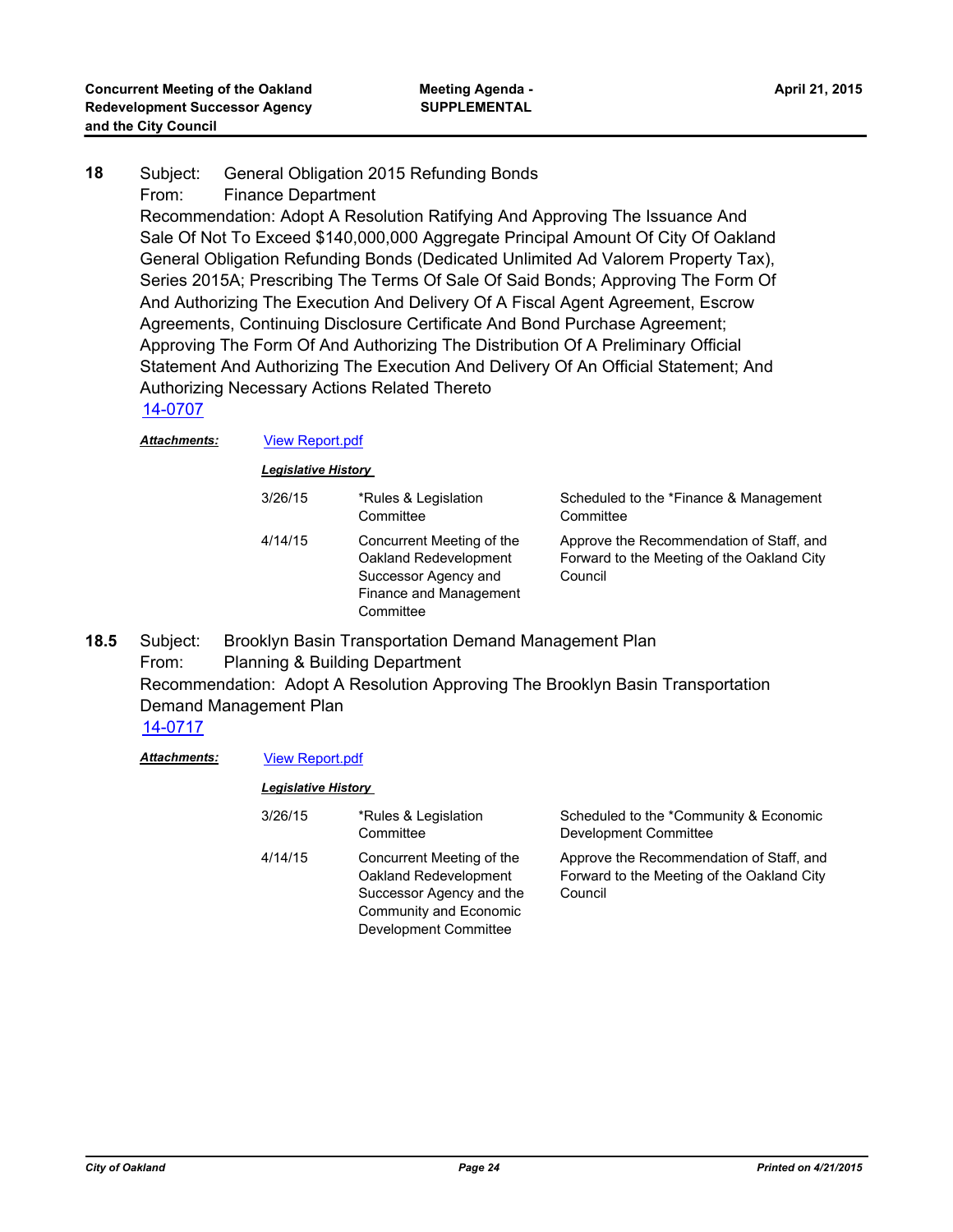**18** Subject: General Obligation 2015 Refunding Bonds
From: Finance Department
Recommendation: Adopt A Resolution Ratifying And Approving The Issuance And Sale Of Not To Exceed $140,000,000 Aggregate Principal Amount Of City Of Oakland General Obligation Refunding Bonds (Dedicated Unlimited Ad Valorem Property Tax), Series 2015A; Prescribing The Terms Of Sale Of Said Bonds; Approving The Form Of And Authorizing The Execution And Delivery Of A Fiscal Agent Agreement, Escrow Agreements, Continuing Disclosure Certificate And Bond Purchase Agreement; Approving The Form Of And Authorizing The Distribution Of A Preliminary Official Statement And Authorizing The Execution And Delivery Of An Official Statement; And Authorizing Necessary Actions Related Thereto
14-0707

***Attachments:*** View Report.pdf

***Legislative History***

| | | |
|---|---|---|
| 3/26/15 | *Rules & Legislation Committee | Scheduled to the *Finance & Management Committee |
| 4/14/15 | Concurrent Meeting of the Oakland Redevelopment Successor Agency and Finance and Management Committee | Approve the Recommendation of Staff, and Forward to the Meeting of the Oakland City Council |

**18.5** Subject: Brooklyn Basin Transportation Demand Management Plan
From: Planning & Building Department
Recommendation: Adopt A Resolution Approving The Brooklyn Basin Transportation Demand Management Plan
14-0717

***Attachments:*** View Report.pdf

***Legislative History***

| | | |
|---|---|---|
| 3/26/15 | *Rules & Legislation Committee | Scheduled to the *Community & Economic Development Committee |
| 4/14/15 | Concurrent Meeting of the Oakland Redevelopment Successor Agency and the Community and Economic Development Committee | Approve the Recommendation of Staff, and Forward to the Meeting of the Oakland City Council |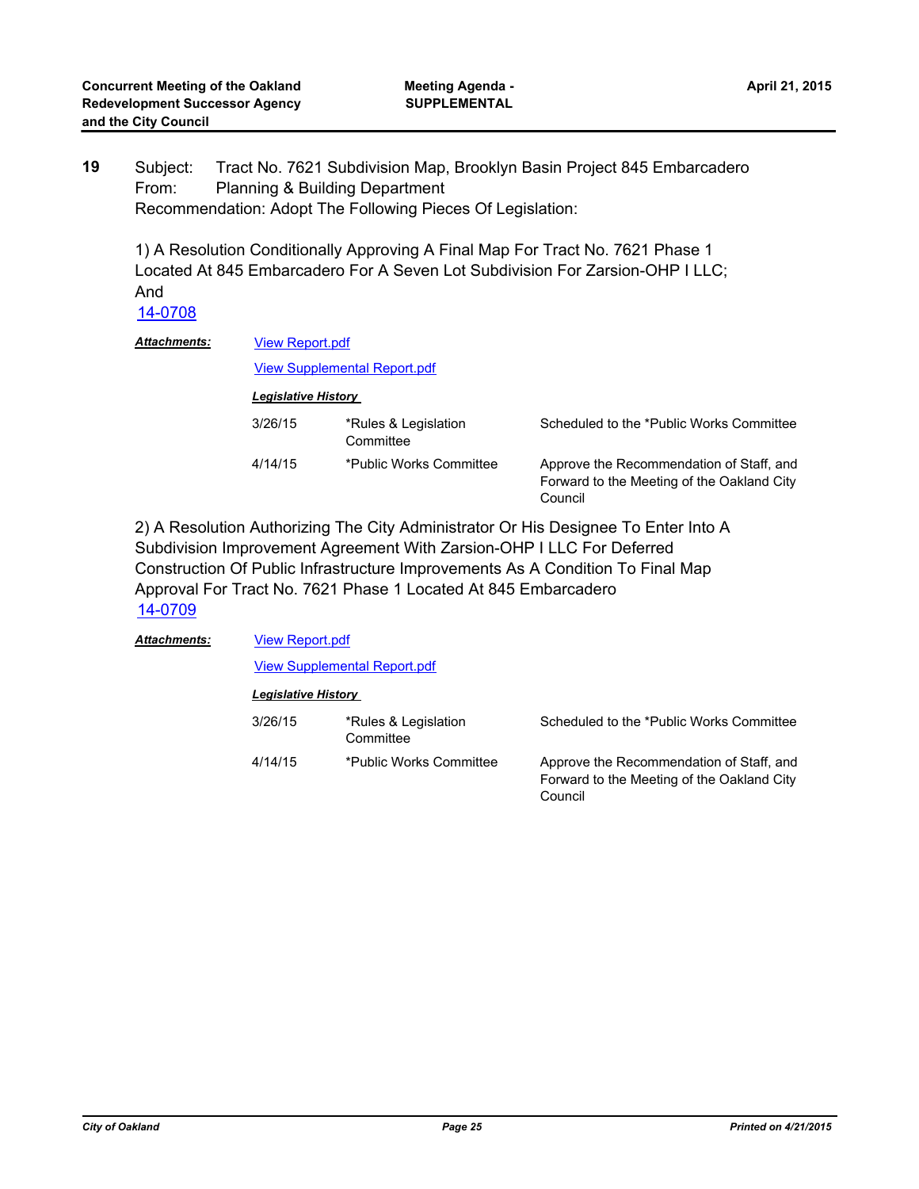**19** Subject: Tract No. 7621 Subdivision Map, Brooklyn Basin Project 845 Embarcadero
From: Planning & Building Department
Recommendation: Adopt The Following Pieces Of Legislation:

1) A Resolution Conditionally Approving A Final Map For Tract No. 7621 Phase 1 Located At 845 Embarcadero For A Seven Lot Subdivision For Zarsion-OHP I LLC; And
14-0708

***Attachments:*** View Report.pdf

View Supplemental Report.pdf

***Legislative History***

| | | |
|---|---|---|
| 3/26/15 | *Rules & Legislation Committee | Scheduled to the *Public Works Committee |
| 4/14/15 | *Public Works Committee | Approve the Recommendation of Staff, and Forward to the Meeting of the Oakland City Council |

2) A Resolution Authorizing The City Administrator Or His Designee To Enter Into A Subdivision Improvement Agreement With Zarsion-OHP I LLC For Deferred Construction Of Public Infrastructure Improvements As A Condition To Final Map Approval For Tract No. 7621 Phase 1 Located At 845 Embarcadero
14-0709

***Attachments:*** View Report.pdf

View Supplemental Report.pdf

***Legislative History***

| | | |
|---|---|---|
| 3/26/15 | *Rules & Legislation Committee | Scheduled to the *Public Works Committee |
| 4/14/15 | *Public Works Committee | Approve the Recommendation of Staff, and Forward to the Meeting of the Oakland City Council |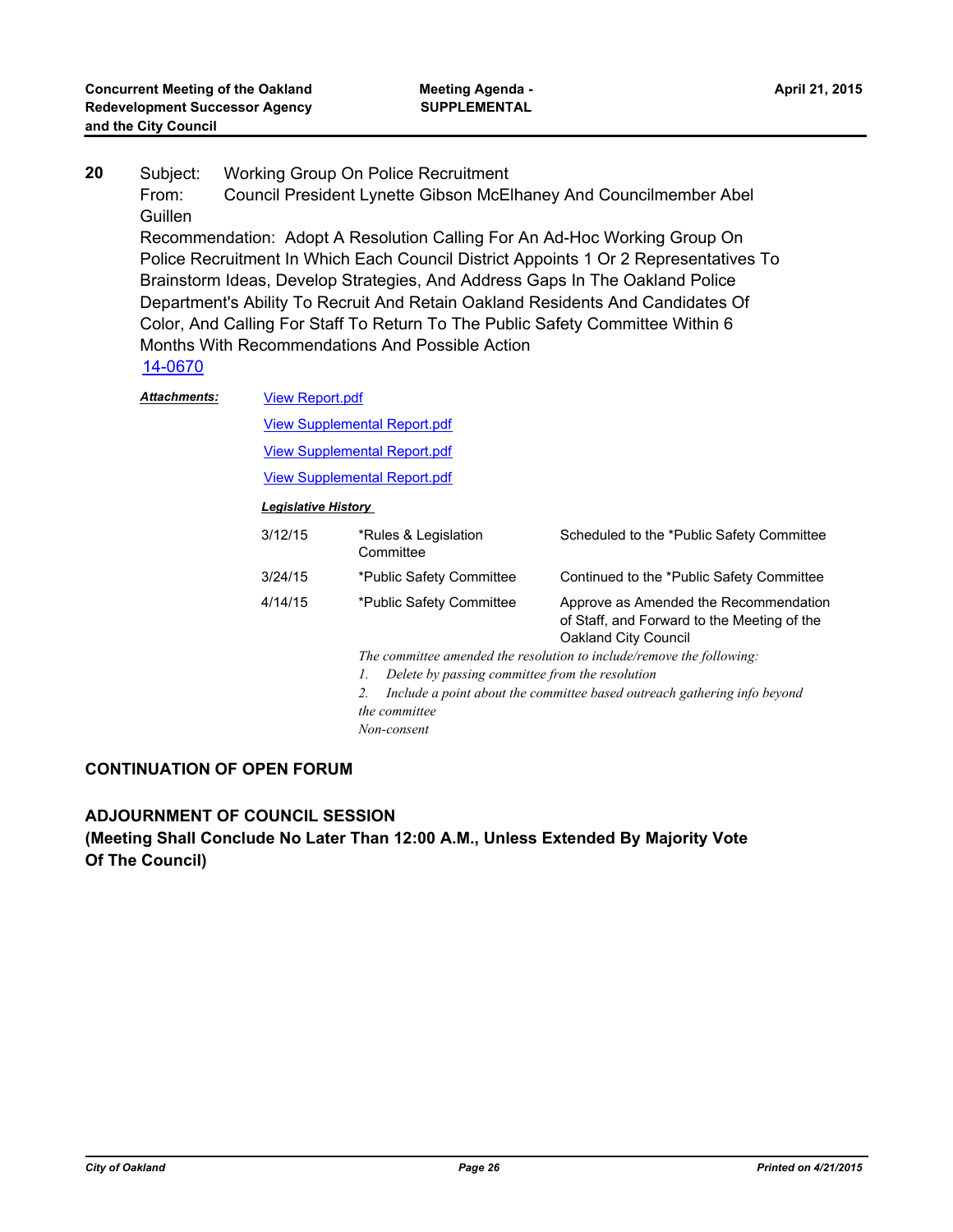**20** Subject: Working Group On Police Recruitment
From: Council President Lynette Gibson McElhaney And Councilmember Abel Guillen
Recommendation: Adopt A Resolution Calling For An Ad-Hoc Working Group On Police Recruitment In Which Each Council District Appoints 1 Or 2 Representatives To Brainstorm Ideas, Develop Strategies, And Address Gaps In The Oakland Police Department's Ability To Recruit And Retain Oakland Residents And Candidates Of Color, And Calling For Staff To Return To The Public Safety Committee Within 6 Months With Recommendations And Possible Action
14-0670

***Attachments:*** View Report.pdf
View Supplemental Report.pdf
View Supplemental Report.pdf
View Supplemental Report.pdf

***Legislative History***

| | | |
|---|---|---|
| 3/12/15 | *Rules & Legislation Committee | Scheduled to the *Public Safety Committee |
| 3/24/15 | *Public Safety Committee | Continued to the *Public Safety Committee |
| 4/14/15 | *Public Safety Committee | Approve as Amended the Recommendation of Staff, and Forward to the Meeting of the Oakland City Council |

*The committee amended the resolution to include/remove the following:*
*1. Delete by passing committee from the resolution*
*2. Include a point about the committee based outreach gathering info beyond the committee*
*Non-consent*

**CONTINUATION OF OPEN FORUM**

**ADJOURNMENT OF COUNCIL SESSION**
**(Meeting Shall Conclude No Later Than 12:00 A.M., Unless Extended By Majority Vote Of The Council)**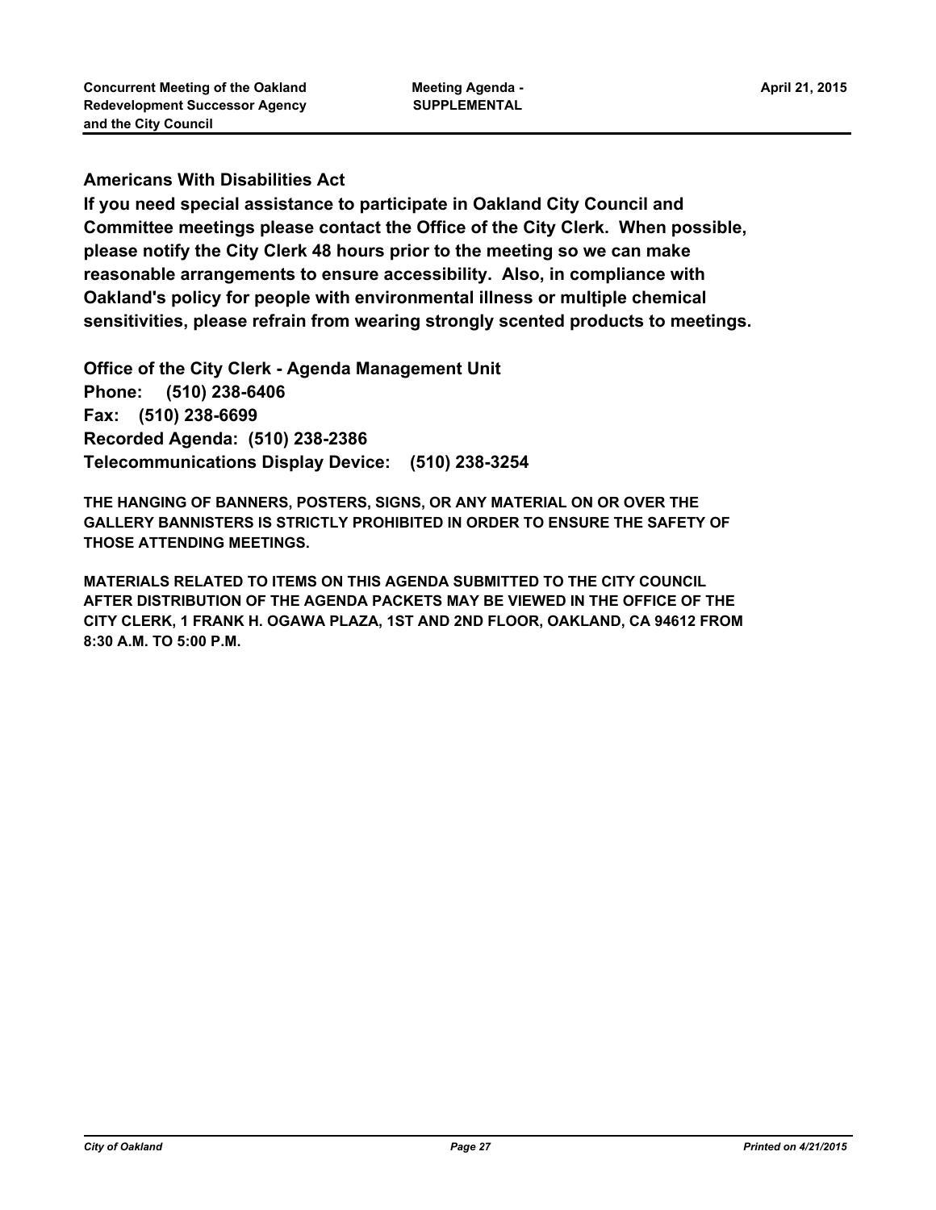**Americans With Disabilities Act**

**If you need special assistance to participate in Oakland City Council and Committee meetings please contact the Office of the City Clerk. When possible, please notify the City Clerk 48 hours prior to the meeting so we can make reasonable arrangements to ensure accessibility. Also, in compliance with Oakland's policy for people with environmental illness or multiple chemical sensitivities, please refrain from wearing strongly scented products to meetings.**

**Office of the City Clerk - Agenda Management Unit**
**Phone: (510) 238-6406**
**Fax: (510) 238-6699**
**Recorded Agenda: (510) 238-2386**
**Telecommunications Display Device: (510) 238-3254**

**THE HANGING OF BANNERS, POSTERS, SIGNS, OR ANY MATERIAL ON OR OVER THE GALLERY BANNISTERS IS STRICTLY PROHIBITED IN ORDER TO ENSURE THE SAFETY OF THOSE ATTENDING MEETINGS.**

**MATERIALS RELATED TO ITEMS ON THIS AGENDA SUBMITTED TO THE CITY COUNCIL AFTER DISTRIBUTION OF THE AGENDA PACKETS MAY BE VIEWED IN THE OFFICE OF THE CITY CLERK, 1 FRANK H. OGAWA PLAZA, 1ST AND 2ND FLOOR, OAKLAND, CA 94612 FROM 8:30 A.M. TO 5:00 P.M.**